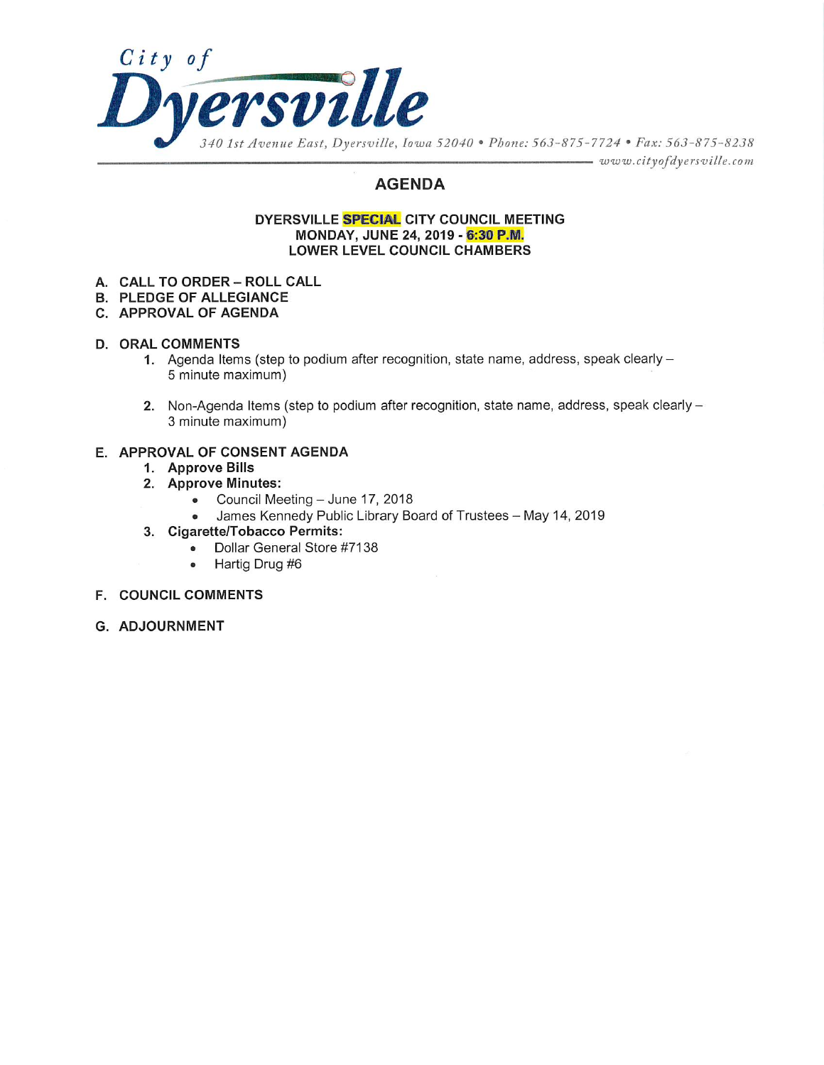City of

# Dyersville

*340 1st Avenue East, Dyersville, Iowa 52040 • Phone: 563-875-7724 • Fax: 563-875-8238*
*www.cityofdyersville.com*

## AGENDA

**DYERSVILLE SPECIAL CITY COUNCIL MEETING**
**MONDAY, JUNE 24, 2019 - 6:30 P.M.**
**LOWER LEVEL COUNCIL CHAMBERS**

**A. CALL TO ORDER – ROLL CALL**

**B. PLEDGE OF ALLEGIANCE**

**C. APPROVAL OF AGENDA**

**D. ORAL COMMENTS**

1. Agenda Items (step to podium after recognition, state name, address, speak clearly – 5 minute maximum)

2. Non-Agenda Items (step to podium after recognition, state name, address, speak clearly – 3 minute maximum)

**E. APPROVAL OF CONSENT AGENDA**

1. **Approve Bills**
2. **Approve Minutes:**
   - Council Meeting – June 17, 2018
   - James Kennedy Public Library Board of Trustees – May 14, 2019
3. **Cigarette/Tobacco Permits:**
   - Dollar General Store #7138
   - Hartig Drug #6

**F. COUNCIL COMMENTS**

**G. ADJOURNMENT**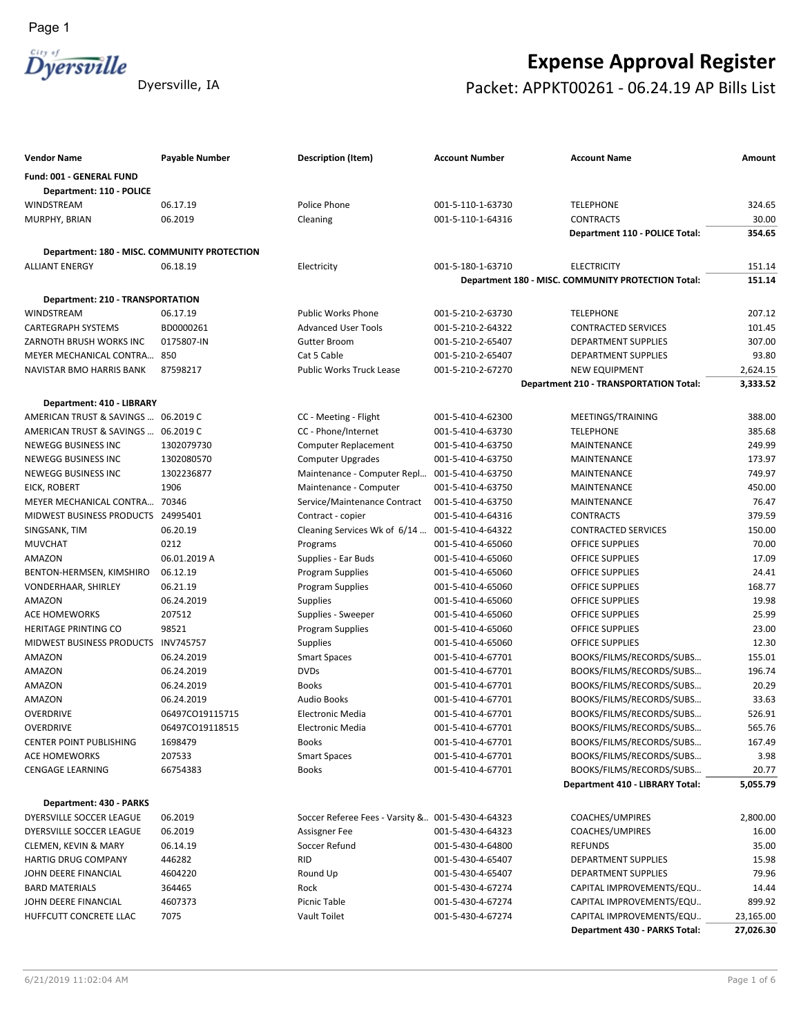# Expense Approval Register

Dyersville, IA

## Packet: APPKT00261 - 06.24.19 AP Bills List

| Vendor Name | Payable Number | Description (Item) | Account Number | Account Name | Amount |
|---|---|---|---|---|---|
| **Fund: 001 - GENERAL FUND** | | | | | |
| **Department: 110 - POLICE** | | | | | |
| WINDSTREAM | 06.17.19 | Police Phone | 001-5-110-1-63730 | TELEPHONE | 324.65 |
| MURPHY, BRIAN | 06.2019 | Cleaning | 001-5-110-1-64316 | CONTRACTS | 30.00 |
| | | | | **Department 110 - POLICE Total:** | **354.65** |
| **Department: 180 - MISC. COMMUNITY PROTECTION** | | | | | |
| ALLIANT ENERGY | 06.18.19 | Electricity | 001-5-180-1-63710 | ELECTRICITY | 151.14 |
| | | | | **Department 180 - MISC. COMMUNITY PROTECTION Total:** | **151.14** |
| **Department: 210 - TRANSPORTATION** | | | | | |
| WINDSTREAM | 06.17.19 | Public Works Phone | 001-5-210-2-63730 | TELEPHONE | 207.12 |
| CARTEGRAPH SYSTEMS | BD0000261 | Advanced User Tools | 001-5-210-2-64322 | CONTRACTED SERVICES | 101.45 |
| ZARNOTH BRUSH WORKS INC | 0175807-IN | Gutter Broom | 001-5-210-2-65407 | DEPARTMENT SUPPLIES | 307.00 |
| MEYER MECHANICAL CONTRA... | 850 | Cat 5 Cable | 001-5-210-2-65407 | DEPARTMENT SUPPLIES | 93.80 |
| NAVISTAR BMO HARRIS BANK | 87598217 | Public Works Truck Lease | 001-5-210-2-67270 | NEW EQUIPMENT | 2,624.15 |
| | | | | **Department 210 - TRANSPORTATION Total:** | **3,333.52** |
| **Department: 410 - LIBRARY** | | | | | |
| AMERICAN TRUST & SAVINGS ... | 06.2019 C | CC - Meeting - Flight | 001-5-410-4-62300 | MEETINGS/TRAINING | 388.00 |
| AMERICAN TRUST & SAVINGS ... | 06.2019 C | CC - Phone/Internet | 001-5-410-4-63730 | TELEPHONE | 385.68 |
| NEWEGG BUSINESS INC | 1302079730 | Computer Replacement | 001-5-410-4-63750 | MAINTENANCE | 249.99 |
| NEWEGG BUSINESS INC | 1302080570 | Computer Upgrades | 001-5-410-4-63750 | MAINTENANCE | 173.97 |
| NEWEGG BUSINESS INC | 1302236877 | Maintenance - Computer Repl... | 001-5-410-4-63750 | MAINTENANCE | 749.97 |
| EICK, ROBERT | 1906 | Maintenance - Computer | 001-5-410-4-63750 | MAINTENANCE | 450.00 |
| MEYER MECHANICAL CONTRA... | 70346 | Service/Maintenance Contract | 001-5-410-4-63750 | MAINTENANCE | 76.47 |
| MIDWEST BUSINESS PRODUCTS | 24995401 | Contract - copier | 001-5-410-4-64316 | CONTRACTS | 379.59 |
| SINGSANK, TIM | 06.20.19 | Cleaning Services Wk of 6/14 ... | 001-5-410-4-64322 | CONTRACTED SERVICES | 150.00 |
| MUVCHAT | 0212 | Programs | 001-5-410-4-65060 | OFFICE SUPPLIES | 70.00 |
| AMAZON | 06.01.2019 A | Supplies - Ear Buds | 001-5-410-4-65060 | OFFICE SUPPLIES | 17.09 |
| BENTON-HERMSEN, KIMSHIRO | 06.12.19 | Program Supplies | 001-5-410-4-65060 | OFFICE SUPPLIES | 24.41 |
| VONDERHAAR, SHIRLEY | 06.21.19 | Program Supplies | 001-5-410-4-65060 | OFFICE SUPPLIES | 168.77 |
| AMAZON | 06.24.2019 | Supplies | 001-5-410-4-65060 | OFFICE SUPPLIES | 19.98 |
| ACE HOMEWORKS | 207512 | Supplies - Sweeper | 001-5-410-4-65060 | OFFICE SUPPLIES | 25.99 |
| HERITAGE PRINTING CO | 98521 | Program Supplies | 001-5-410-4-65060 | OFFICE SUPPLIES | 23.00 |
| MIDWEST BUSINESS PRODUCTS | INV745757 | Supplies | 001-5-410-4-65060 | OFFICE SUPPLIES | 12.30 |
| AMAZON | 06.24.2019 | Smart Spaces | 001-5-410-4-67701 | BOOKS/FILMS/RECORDS/SUBS... | 155.01 |
| AMAZON | 06.24.2019 | DVDs | 001-5-410-4-67701 | BOOKS/FILMS/RECORDS/SUBS... | 196.74 |
| AMAZON | 06.24.2019 | Books | 001-5-410-4-67701 | BOOKS/FILMS/RECORDS/SUBS... | 20.29 |
| AMAZON | 06.24.2019 | Audio Books | 001-5-410-4-67701 | BOOKS/FILMS/RECORDS/SUBS... | 33.63 |
| OVERDRIVE | 06497CO19115715 | Electronic Media | 001-5-410-4-67701 | BOOKS/FILMS/RECORDS/SUBS... | 526.91 |
| OVERDRIVE | 06497CO19118515 | Electronic Media | 001-5-410-4-67701 | BOOKS/FILMS/RECORDS/SUBS... | 565.76 |
| CENTER POINT PUBLISHING | 1698479 | Books | 001-5-410-4-67701 | BOOKS/FILMS/RECORDS/SUBS... | 167.49 |
| ACE HOMEWORKS | 207533 | Smart Spaces | 001-5-410-4-67701 | BOOKS/FILMS/RECORDS/SUBS... | 3.98 |
| CENGAGE LEARNING | 66754383 | Books | 001-5-410-4-67701 | BOOKS/FILMS/RECORDS/SUBS... | 20.77 |
| | | | | **Department 410 - LIBRARY Total:** | **5,055.79** |
| **Department: 430 - PARKS** | | | | | |
| DYERSVILLE SOCCER LEAGUE | 06.2019 | Soccer Referee Fees - Varsity &... | 001-5-430-4-64323 | COACHES/UMPIRES | 2,800.00 |
| DYERSVILLE SOCCER LEAGUE | 06.2019 | Assignger Fee | 001-5-430-4-64323 | COACHES/UMPIRES | 16.00 |
| CLEMEN, KEVIN & MARY | 06.14.19 | Soccer Refund | 001-5-430-4-64800 | REFUNDS | 35.00 |
| HARTIG DRUG COMPANY | 446282 | RID | 001-5-430-4-65407 | DEPARTMENT SUPPLIES | 15.98 |
| JOHN DEERE FINANCIAL | 4604220 | Round Up | 001-5-430-4-65407 | DEPARTMENT SUPPLIES | 79.96 |
| BARD MATERIALS | 364465 | Rock | 001-5-430-4-67274 | CAPITAL IMPROVEMENTS/EQU... | 14.44 |
| JOHN DEERE FINANCIAL | 4607373 | Picnic Table | 001-5-430-4-67274 | CAPITAL IMPROVEMENTS/EQU... | 899.92 |
| HUFFCUTT CONCRETE LLAC | 7075 | Vault Toilet | 001-5-430-4-67274 | CAPITAL IMPROVEMENTS/EQU... | 23,165.00 |
| | | | | **Department 430 - PARKS Total:** | **27,026.30** |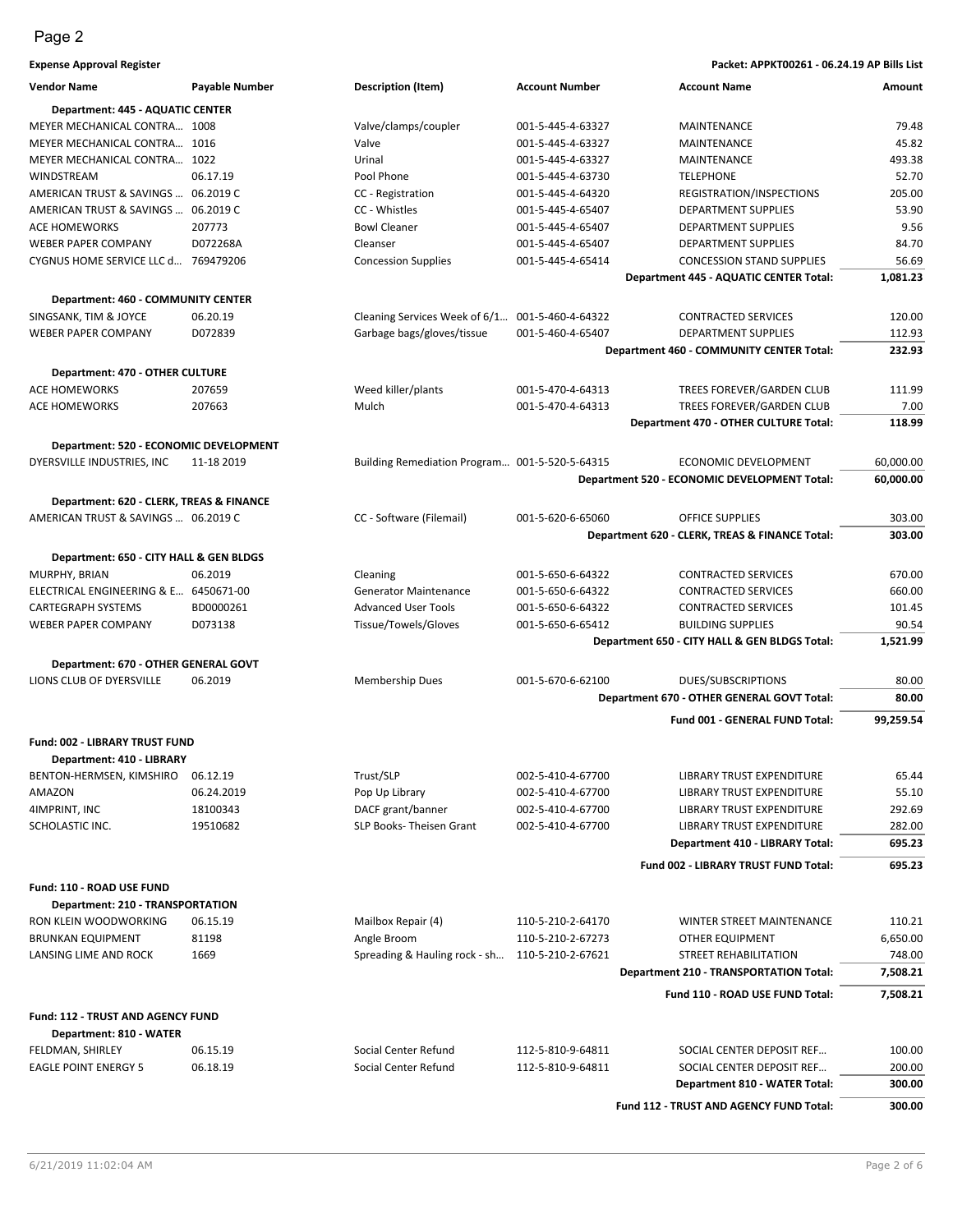**Expense Approval Register** — **Packet: APPKT00261 - 06.24.19 AP Bills List**

| Vendor Name | Payable Number | Description (Item) | Account Number | Account Name | Amount |
|---|---|---|---|---|---|
| **Department: 445 - AQUATIC CENTER** | | | | | |
| MEYER MECHANICAL CONTRA… | 1008 | Valve/clamps/coupler | 001-5-445-4-63327 | MAINTENANCE | 79.48 |
| MEYER MECHANICAL CONTRA… | 1016 | Valve | 001-5-445-4-63327 | MAINTENANCE | 45.82 |
| MEYER MECHANICAL CONTRA… | 1022 | Urinal | 001-5-445-4-63327 | MAINTENANCE | 493.38 |
| WINDSTREAM | 06.17.19 | Pool Phone | 001-5-445-4-63730 | TELEPHONE | 52.70 |
| AMERICAN TRUST & SAVINGS … | 06.2019 C | CC - Registration | 001-5-445-4-64320 | REGISTRATION/INSPECTIONS | 205.00 |
| AMERICAN TRUST & SAVINGS … | 06.2019 C | CC - Whistles | 001-5-445-4-65407 | DEPARTMENT SUPPLIES | 53.90 |
| ACE HOMEWORKS | 207773 | Bowl Cleaner | 001-5-445-4-65407 | DEPARTMENT SUPPLIES | 9.56 |
| WEBER PAPER COMPANY | D072268A | Cleanser | 001-5-445-4-65407 | DEPARTMENT SUPPLIES | 84.70 |
| CYGNUS HOME SERVICE LLC d… | 769479206 | Concession Supplies | 001-5-445-4-65414 | CONCESSION STAND SUPPLIES | 56.69 |
| | | | | **Department 445 - AQUATIC CENTER Total:** | **1,081.23** |
| **Department: 460 - COMMUNITY CENTER** | | | | | |
| SINGSANK, TIM & JOYCE | 06.20.19 | Cleaning Services Week of 6/1… | 001-5-460-4-64322 | CONTRACTED SERVICES | 120.00 |
| WEBER PAPER COMPANY | D072839 | Garbage bags/gloves/tissue | 001-5-460-4-65407 | DEPARTMENT SUPPLIES | 112.93 |
| | | | | **Department 460 - COMMUNITY CENTER Total:** | **232.93** |
| **Department: 470 - OTHER CULTURE** | | | | | |
| ACE HOMEWORKS | 207659 | Weed killer/plants | 001-5-470-4-64313 | TREES FOREVER/GARDEN CLUB | 111.99 |
| ACE HOMEWORKS | 207663 | Mulch | 001-5-470-4-64313 | TREES FOREVER/GARDEN CLUB | 7.00 |
| | | | | **Department 470 - OTHER CULTURE Total:** | **118.99** |
| **Department: 520 - ECONOMIC DEVELOPMENT** | | | | | |
| DYERSVILLE INDUSTRIES, INC | 11-18 2019 | Building Remediation Program… | 001-5-520-5-64315 | ECONOMIC DEVELOPMENT | 60,000.00 |
| | | | | **Department 520 - ECONOMIC DEVELOPMENT Total:** | **60,000.00** |
| **Department: 620 - CLERK, TREAS & FINANCE** | | | | | |
| AMERICAN TRUST & SAVINGS … | 06.2019 C | CC - Software (Filemail) | 001-5-620-6-65060 | OFFICE SUPPLIES | 303.00 |
| | | | | **Department 620 - CLERK, TREAS & FINANCE Total:** | **303.00** |
| **Department: 650 - CITY HALL & GEN BLDGS** | | | | | |
| MURPHY, BRIAN | 06.2019 | Cleaning | 001-5-650-6-64322 | CONTRACTED SERVICES | 670.00 |
| ELECTRICAL ENGINEERING & E… | 6450671-00 | Generator Maintenance | 001-5-650-6-64322 | CONTRACTED SERVICES | 660.00 |
| CARTEGRAPH SYSTEMS | BD0000261 | Advanced User Tools | 001-5-650-6-64322 | CONTRACTED SERVICES | 101.45 |
| WEBER PAPER COMPANY | D073138 | Tissue/Towels/Gloves | 001-5-650-6-65412 | BUILDING SUPPLIES | 90.54 |
| | | | | **Department 650 - CITY HALL & GEN BLDGS Total:** | **1,521.99** |
| **Department: 670 - OTHER GENERAL GOVT** | | | | | |
| LIONS CLUB OF DYERSVILLE | 06.2019 | Membership Dues | 001-5-670-6-62100 | DUES/SUBSCRIPTIONS | 80.00 |
| | | | | **Department 670 - OTHER GENERAL GOVT Total:** | **80.00** |
| | | | | **Fund 001 - GENERAL FUND Total:** | **99,259.54** |
| **Fund: 002 - LIBRARY TRUST FUND** | | | | | |
| **Department: 410 - LIBRARY** | | | | | |
| BENTON-HERMSEN, KIMSHIRO | 06.12.19 | Trust/SLP | 002-5-410-4-67700 | LIBRARY TRUST EXPENDITURE | 65.44 |
| AMAZON | 06.24.2019 | Pop Up Library | 002-5-410-4-67700 | LIBRARY TRUST EXPENDITURE | 55.10 |
| 4IMPRINT, INC | 18100343 | DACF grant/banner | 002-5-410-4-67700 | LIBRARY TRUST EXPENDITURE | 292.69 |
| SCHOLASTIC INC. | 19510682 | SLP Books- Theisen Grant | 002-5-410-4-67700 | LIBRARY TRUST EXPENDITURE | 282.00 |
| | | | | **Department 410 - LIBRARY Total:** | **695.23** |
| | | | | **Fund 002 - LIBRARY TRUST FUND Total:** | **695.23** |
| **Fund: 110 - ROAD USE FUND** | | | | | |
| **Department: 210 - TRANSPORTATION** | | | | | |
| RON KLEIN WOODWORKING | 06.15.19 | Mailbox Repair (4) | 110-5-210-2-64170 | WINTER STREET MAINTENANCE | 110.21 |
| BRUNKAN EQUIPMENT | 81198 | Angle Broom | 110-5-210-2-67273 | OTHER EQUIPMENT | 6,650.00 |
| LANSING LIME AND ROCK | 1669 | Spreading & Hauling rock - sh… | 110-5-210-2-67621 | STREET REHABILITATION | 748.00 |
| | | | | **Department 210 - TRANSPORTATION Total:** | **7,508.21** |
| | | | | **Fund 110 - ROAD USE FUND Total:** | **7,508.21** |
| **Fund: 112 - TRUST AND AGENCY FUND** | | | | | |
| **Department: 810 - WATER** | | | | | |
| FELDMAN, SHIRLEY | 06.15.19 | Social Center Refund | 112-5-810-9-64811 | SOCIAL CENTER DEPOSIT REF… | 100.00 |
| EAGLE POINT ENERGY 5 | 06.18.19 | Social Center Refund | 112-5-810-9-64811 | SOCIAL CENTER DEPOSIT REF… | 200.00 |
| | | | | **Department 810 - WATER Total:** | **300.00** |
| | | | | **Fund 112 - TRUST AND AGENCY FUND Total:** | **300.00** |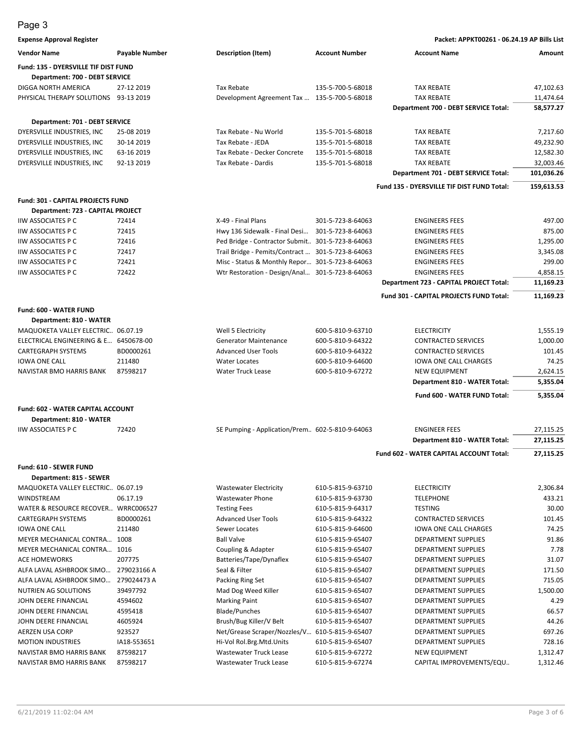**Expense Approval Register** — **Packet: APPKT00261 - 06.24.19 AP Bills List**

| Vendor Name | Payable Number | Description (Item) | Account Number | Account Name | Amount |
|---|---|---|---|---|---|
| **Fund: 135 - DYERSVILLE TIF DIST FUND** | | | | | |
| **Department: 700 - DEBT SERVICE** | | | | | |
| DIGGA NORTH AMERICA | 27-12 2019 | Tax Rebate | 135-5-700-5-68018 | TAX REBATE | 47,102.63 |
| PHYSICAL THERAPY SOLUTIONS | 93-13 2019 | Development Agreement Tax ... | 135-5-700-5-68018 | TAX REBATE | 11,474.64 |
| | | | | **Department 700 - DEBT SERVICE Total:** | **58,577.27** |
| **Department: 701 - DEBT SERVICE** | | | | | |
| DYERSVILLE INDUSTRIES, INC | 25-08 2019 | Tax Rebate - Nu World | 135-5-701-5-68018 | TAX REBATE | 7,217.60 |
| DYERSVILLE INDUSTRIES, INC | 30-14 2019 | Tax Rebate - JEDA | 135-5-701-5-68018 | TAX REBATE | 49,232.90 |
| DYERSVILLE INDUSTRIES, INC | 63-16 2019 | Tax Rebate - Decker Concrete | 135-5-701-5-68018 | TAX REBATE | 12,582.30 |
| DYERSVILLE INDUSTRIES, INC | 92-13 2019 | Tax Rebate - Dardis | 135-5-701-5-68018 | TAX REBATE | 32,003.46 |
| | | | | **Department 701 - DEBT SERVICE Total:** | **101,036.26** |
| | | | | **Fund 135 - DYERSVILLE TIF DIST FUND Total:** | **159,613.53** |
| **Fund: 301 - CAPITAL PROJECTS FUND** | | | | | |
| **Department: 723 - CAPITAL PROJECT** | | | | | |
| IIW ASSOCIATES P C | 72414 | X-49 - Final Plans | 301-5-723-8-64063 | ENGINEERS FEES | 497.00 |
| IIW ASSOCIATES P C | 72415 | Hwy 136 Sidewalk - Final Desi... | 301-5-723-8-64063 | ENGINEERS FEES | 875.00 |
| IIW ASSOCIATES P C | 72416 | Ped Bridge - Contractor Submit... | 301-5-723-8-64063 | ENGINEERS FEES | 1,295.00 |
| IIW ASSOCIATES P C | 72417 | Trail Bridge - Pemits/Contract ... | 301-5-723-8-64063 | ENGINEERS FEES | 3,345.08 |
| IIW ASSOCIATES P C | 72421 | Misc - Status & Monthly Repor... | 301-5-723-8-64063 | ENGINEERS FEES | 299.00 |
| IIW ASSOCIATES P C | 72422 | Wtr Restoration - Design/Anal... | 301-5-723-8-64063 | ENGINEERS FEES | 4,858.15 |
| | | | | **Department 723 - CAPITAL PROJECT Total:** | **11,169.23** |
| | | | | **Fund 301 - CAPITAL PROJECTS FUND Total:** | **11,169.23** |
| **Fund: 600 - WATER FUND** | | | | | |
| **Department: 810 - WATER** | | | | | |
| MAQUOKETA VALLEY ELECTRIC... | 06.07.19 | Well 5 Electricity | 600-5-810-9-63710 | ELECTRICITY | 1,555.19 |
| ELECTRICAL ENGINEERING & E... | 6450678-00 | Generator Maintenance | 600-5-810-9-64322 | CONTRACTED SERVICES | 1,000.00 |
| CARTEGRAPH SYSTEMS | BD0000261 | Advanced User Tools | 600-5-810-9-64322 | CONTRACTED SERVICES | 101.45 |
| IOWA ONE CALL | 211480 | Water Locates | 600-5-810-9-64600 | IOWA ONE CALL CHARGES | 74.25 |
| NAVISTAR BMO HARRIS BANK | 87598217 | Water Truck Lease | 600-5-810-9-67272 | NEW EQUIPMENT | 2,624.15 |
| | | | | **Department 810 - WATER Total:** | **5,355.04** |
| | | | | **Fund 600 - WATER FUND Total:** | **5,355.04** |
| **Fund: 602 - WATER CAPITAL ACCOUNT** | | | | | |
| **Department: 810 - WATER** | | | | | |
| IIW ASSOCIATES P C | 72420 | SE Pumping - Application/Prem... | 602-5-810-9-64063 | ENGINEER FEES | 27,115.25 |
| | | | | **Department 810 - WATER Total:** | **27,115.25** |
| | | | | **Fund 602 - WATER CAPITAL ACCOUNT Total:** | **27,115.25** |
| **Fund: 610 - SEWER FUND** | | | | | |
| **Department: 815 - SEWER** | | | | | |
| MAQUOKETA VALLEY ELECTRIC... | 06.07.19 | Wastewater Electricity | 610-5-815-9-63710 | ELECTRICITY | 2,306.84 |
| WINDSTREAM | 06.17.19 | Wastewater Phone | 610-5-815-9-63730 | TELEPHONE | 433.21 |
| WATER & RESOURCE RECOVER... | WRRC006527 | Testing Fees | 610-5-815-9-64317 | TESTING | 30.00 |
| CARTEGRAPH SYSTEMS | BD0000261 | Advanced User Tools | 610-5-815-9-64322 | CONTRACTED SERVICES | 101.45 |
| IOWA ONE CALL | 211480 | Sewer Locates | 610-5-815-9-64600 | IOWA ONE CALL CHARGES | 74.25 |
| MEYER MECHANICAL CONTRA... | 1008 | Ball Valve | 610-5-815-9-65407 | DEPARTMENT SUPPLIES | 91.86 |
| MEYER MECHANICAL CONTRA... | 1016 | Coupling & Adapter | 610-5-815-9-65407 | DEPARTMENT SUPPLIES | 7.78 |
| ACE HOMEWORKS | 207775 | Batteries/Tape/Dynaflex | 610-5-815-9-65407 | DEPARTMENT SUPPLIES | 31.07 |
| ALFA LAVAL ASHBROOK SIMO... | 279023166 A | Seal & Filter | 610-5-815-9-65407 | DEPARTMENT SUPPLIES | 171.50 |
| ALFA LAVAL ASHBROOK SIMO... | 279024473 A | Packing Ring Set | 610-5-815-9-65407 | DEPARTMENT SUPPLIES | 715.05 |
| NUTRIEN AG SOLUTIONS | 39497792 | Mad Dog Weed Killer | 610-5-815-9-65407 | DEPARTMENT SUPPLIES | 1,500.00 |
| JOHN DEERE FINANCIAL | 4594602 | Marking Paint | 610-5-815-9-65407 | DEPARTMENT SUPPLIES | 4.29 |
| JOHN DEERE FINANCIAL | 4595418 | Blade/Punches | 610-5-815-9-65407 | DEPARTMENT SUPPLIES | 66.57 |
| JOHN DEERE FINANCIAL | 4605924 | Brush/Bug Killer/V Belt | 610-5-815-9-65407 | DEPARTMENT SUPPLIES | 44.26 |
| AERZEN USA CORP | 923527 | Net/Grease Scraper/Nozzles/V... | 610-5-815-9-65407 | DEPARTMENT SUPPLIES | 697.26 |
| MOTION INDUSTRIES | IA18-553651 | Hi-Vol Rol.Brg.Mtd.Units | 610-5-815-9-65407 | DEPARTMENT SUPPLIES | 728.16 |
| NAVISTAR BMO HARRIS BANK | 87598217 | Wastewater Truck Lease | 610-5-815-9-67272 | NEW EQUIPMENT | 1,312.47 |
| NAVISTAR BMO HARRIS BANK | 87598217 | Wastewater Truck Lease | 610-5-815-9-67274 | CAPITAL IMPROVEMENTS/EQU.. | 1,312.46 |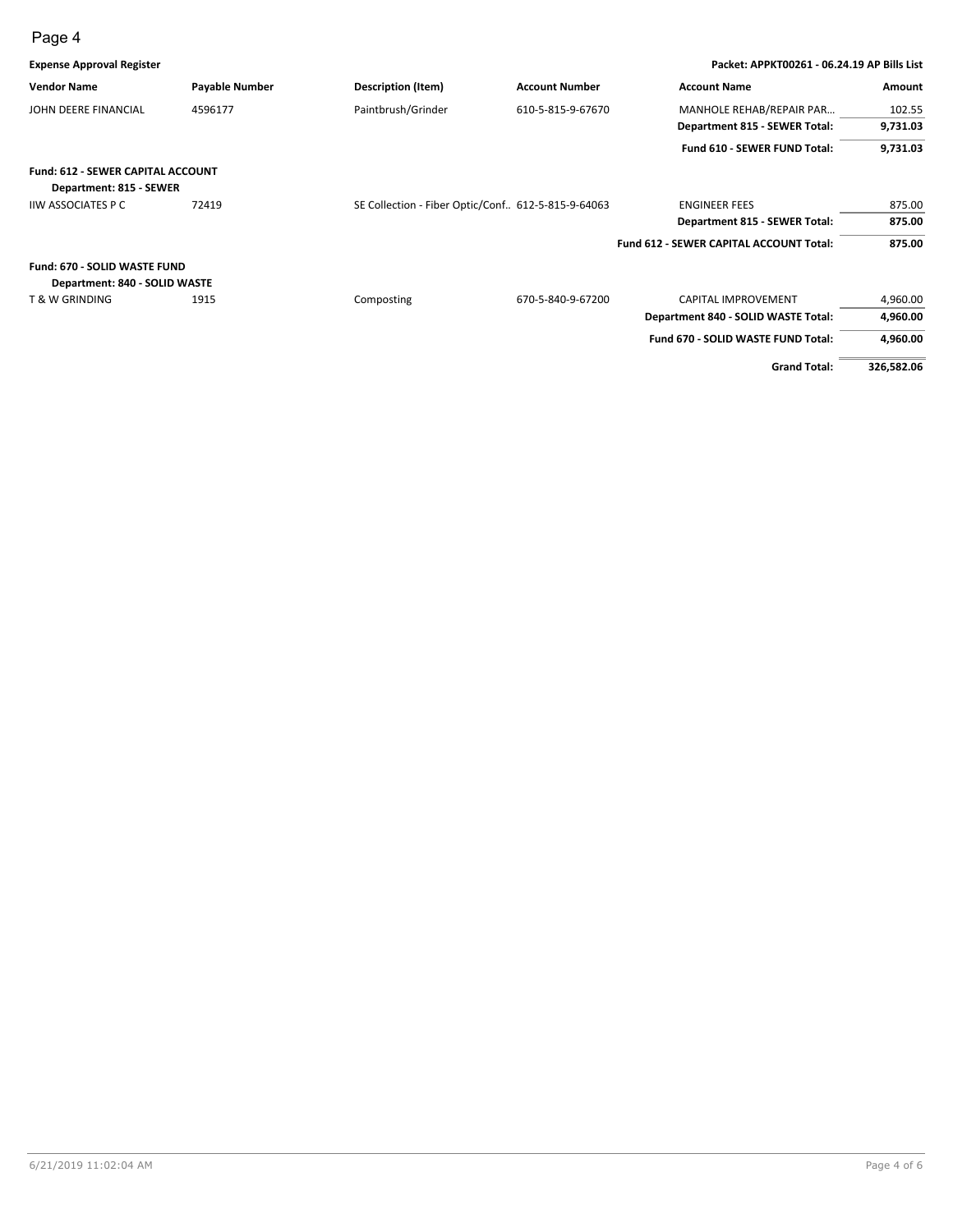**Expense Approval Register** | **Packet: APPKT00261 - 06.24.19 AP Bills List**

| Vendor Name | Payable Number | Description (Item) | Account Number | Account Name | Amount |
|---|---|---|---|---|---|
| JOHN DEERE FINANCIAL | 4596177 | Paintbrush/Grinder | 610-5-815-9-67670 | MANHOLE REHAB/REPAIR PAR... | 102.55 |
| | | | | **Department 815 - SEWER Total:** | **9,731.03** |
| | | | | **Fund 610 - SEWER FUND Total:** | **9,731.03** |
| **Fund: 612 - SEWER CAPITAL ACCOUNT** | | | | | |
| **Department: 815 - SEWER** | | | | | |
| IIW ASSOCIATES P C | 72419 | SE Collection - Fiber Optic/Conf.. | 612-5-815-9-64063 | ENGINEER FEES | 875.00 |
| | | | | **Department 815 - SEWER Total:** | **875.00** |
| | | | | **Fund 612 - SEWER CAPITAL ACCOUNT Total:** | **875.00** |
| **Fund: 670 - SOLID WASTE FUND** | | | | | |
| **Department: 840 - SOLID WASTE** | | | | | |
| T & W GRINDING | 1915 | Composting | 670-5-840-9-67200 | CAPITAL IMPROVEMENT | 4,960.00 |
| | | | | **Department 840 - SOLID WASTE Total:** | **4,960.00** |
| | | | | **Fund 670 - SOLID WASTE FUND Total:** | **4,960.00** |
| | | | | **Grand Total:** | **326,582.06** |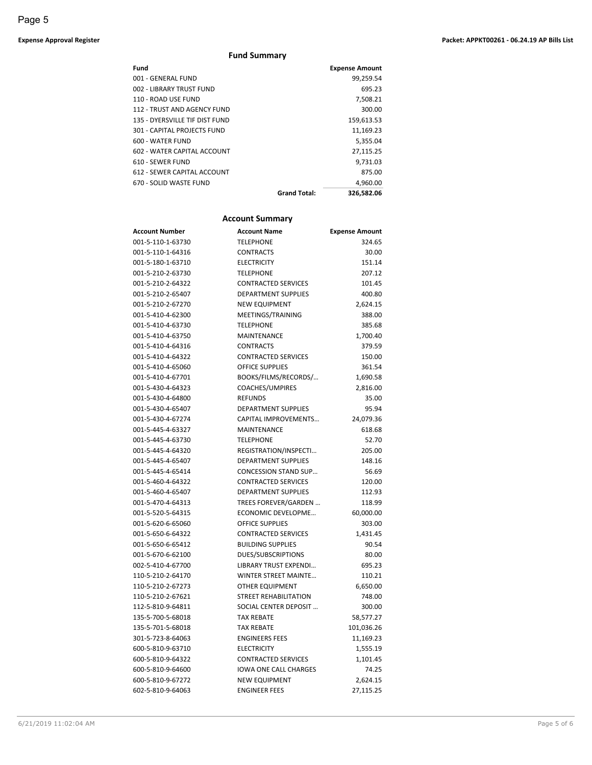## Fund Summary

| Fund | Expense Amount |
|---|---|
| 001 - GENERAL FUND | 99,259.54 |
| 002 - LIBRARY TRUST FUND | 695.23 |
| 110 - ROAD USE FUND | 7,508.21 |
| 112 - TRUST AND AGENCY FUND | 300.00 |
| 135 - DYERSVILLE TIF DIST FUND | 159,613.53 |
| 301 - CAPITAL PROJECTS FUND | 11,169.23 |
| 600 - WATER FUND | 5,355.04 |
| 602 - WATER CAPITAL ACCOUNT | 27,115.25 |
| 610 - SEWER FUND | 9,731.03 |
| 612 - SEWER CAPITAL ACCOUNT | 875.00 |
| 670 - SOLID WASTE FUND | 4,960.00 |
| **Grand Total:** | **326,582.06** |

## Account Summary

| Account Number | Account Name | Expense Amount |
|---|---|---|
| 001-5-110-1-63730 | TELEPHONE | 324.65 |
| 001-5-110-1-64316 | CONTRACTS | 30.00 |
| 001-5-180-1-63710 | ELECTRICITY | 151.14 |
| 001-5-210-2-63730 | TELEPHONE | 207.12 |
| 001-5-210-2-64322 | CONTRACTED SERVICES | 101.45 |
| 001-5-210-2-65407 | DEPARTMENT SUPPLIES | 400.80 |
| 001-5-210-2-67270 | NEW EQUIPMENT | 2,624.15 |
| 001-5-410-4-62300 | MEETINGS/TRAINING | 388.00 |
| 001-5-410-4-63730 | TELEPHONE | 385.68 |
| 001-5-410-4-63750 | MAINTENANCE | 1,700.40 |
| 001-5-410-4-64316 | CONTRACTS | 379.59 |
| 001-5-410-4-64322 | CONTRACTED SERVICES | 150.00 |
| 001-5-410-4-65060 | OFFICE SUPPLIES | 361.54 |
| 001-5-410-4-67701 | BOOKS/FILMS/RECORDS/… | 1,690.58 |
| 001-5-430-4-64323 | COACHES/UMPIRES | 2,816.00 |
| 001-5-430-4-64800 | REFUNDS | 35.00 |
| 001-5-430-4-65407 | DEPARTMENT SUPPLIES | 95.94 |
| 001-5-430-4-67274 | CAPITAL IMPROVEMENTS… | 24,079.36 |
| 001-5-445-4-63327 | MAINTENANCE | 618.68 |
| 001-5-445-4-63730 | TELEPHONE | 52.70 |
| 001-5-445-4-64320 | REGISTRATION/INSPECTI… | 205.00 |
| 001-5-445-4-65407 | DEPARTMENT SUPPLIES | 148.16 |
| 001-5-445-4-65414 | CONCESSION STAND SUP… | 56.69 |
| 001-5-460-4-64322 | CONTRACTED SERVICES | 120.00 |
| 001-5-460-4-65407 | DEPARTMENT SUPPLIES | 112.93 |
| 001-5-470-4-64313 | TREES FOREVER/GARDEN … | 118.99 |
| 001-5-520-5-64315 | ECONOMIC DEVELOPME… | 60,000.00 |
| 001-5-620-6-65060 | OFFICE SUPPLIES | 303.00 |
| 001-5-650-6-64322 | CONTRACTED SERVICES | 1,431.45 |
| 001-5-650-6-65412 | BUILDING SUPPLIES | 90.54 |
| 001-5-670-6-62100 | DUES/SUBSCRIPTIONS | 80.00 |
| 002-5-410-4-67700 | LIBRARY TRUST EXPENDI… | 695.23 |
| 110-5-210-2-64170 | WINTER STREET MAINTE… | 110.21 |
| 110-5-210-2-67273 | OTHER EQUIPMENT | 6,650.00 |
| 110-5-210-2-67621 | STREET REHABILITATION | 748.00 |
| 112-5-810-9-64811 | SOCIAL CENTER DEPOSIT … | 300.00 |
| 135-5-700-5-68018 | TAX REBATE | 58,577.27 |
| 135-5-701-5-68018 | TAX REBATE | 101,036.26 |
| 301-5-723-8-64063 | ENGINEERS FEES | 11,169.23 |
| 600-5-810-9-63710 | ELECTRICITY | 1,555.19 |
| 600-5-810-9-64322 | CONTRACTED SERVICES | 1,101.45 |
| 600-5-810-9-64600 | IOWA ONE CALL CHARGES | 74.25 |
| 600-5-810-9-67272 | NEW EQUIPMENT | 2,624.15 |
| 602-5-810-9-64063 | ENGINEER FEES | 27,115.25 |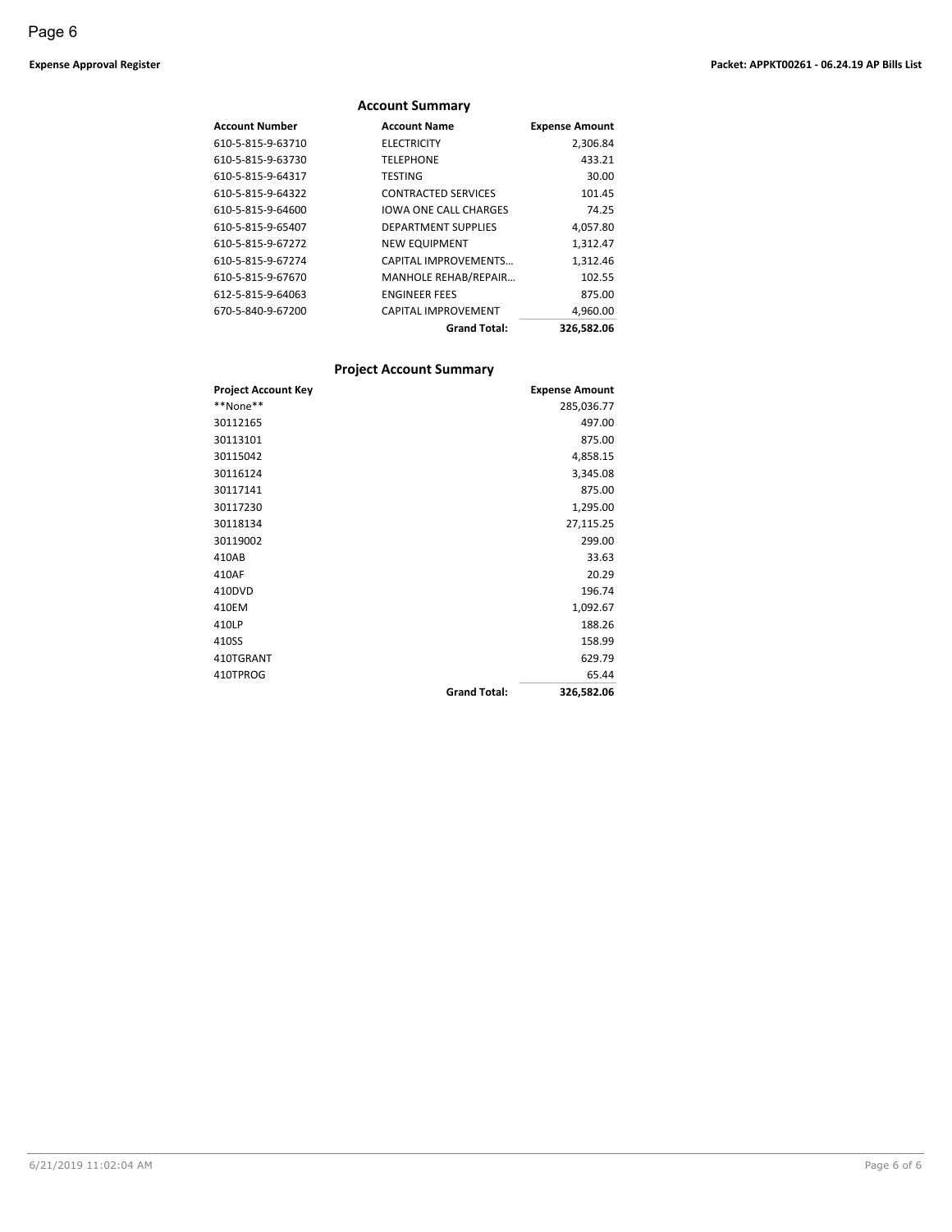**Expense Approval Register** **Packet: APPKT00261 - 06.24.19 AP Bills List**

## Account Summary

| Account Number | Account Name | Expense Amount |
|---|---|---|
| 610-5-815-9-63710 | ELECTRICITY | 2,306.84 |
| 610-5-815-9-63730 | TELEPHONE | 433.21 |
| 610-5-815-9-64317 | TESTING | 30.00 |
| 610-5-815-9-64322 | CONTRACTED SERVICES | 101.45 |
| 610-5-815-9-64600 | IOWA ONE CALL CHARGES | 74.25 |
| 610-5-815-9-65407 | DEPARTMENT SUPPLIES | 4,057.80 |
| 610-5-815-9-67272 | NEW EQUIPMENT | 1,312.47 |
| 610-5-815-9-67274 | CAPITAL IMPROVEMENTS… | 1,312.46 |
| 610-5-815-9-67670 | MANHOLE REHAB/REPAIR… | 102.55 |
| 612-5-815-9-64063 | ENGINEER FEES | 875.00 |
| 670-5-840-9-67200 | CAPITAL IMPROVEMENT | 4,960.00 |
| | **Grand Total:** | **326,582.06** |

## Project Account Summary

| Project Account Key | | Expense Amount |
|---|---|---|
| **None** | | 285,036.77 |
| 30112165 | | 497.00 |
| 30113101 | | 875.00 |
| 30115042 | | 4,858.15 |
| 30116124 | | 3,345.08 |
| 30117141 | | 875.00 |
| 30117230 | | 1,295.00 |
| 30118134 | | 27,115.25 |
| 30119002 | | 299.00 |
| 410AB | | 33.63 |
| 410AF | | 20.29 |
| 410DVD | | 196.74 |
| 410EM | | 1,092.67 |
| 410LP | | 188.26 |
| 410SS | | 158.99 |
| 410TGRANT | | 629.79 |
| 410TPROG | | 65.44 |
| | **Grand Total:** | **326,582.06** |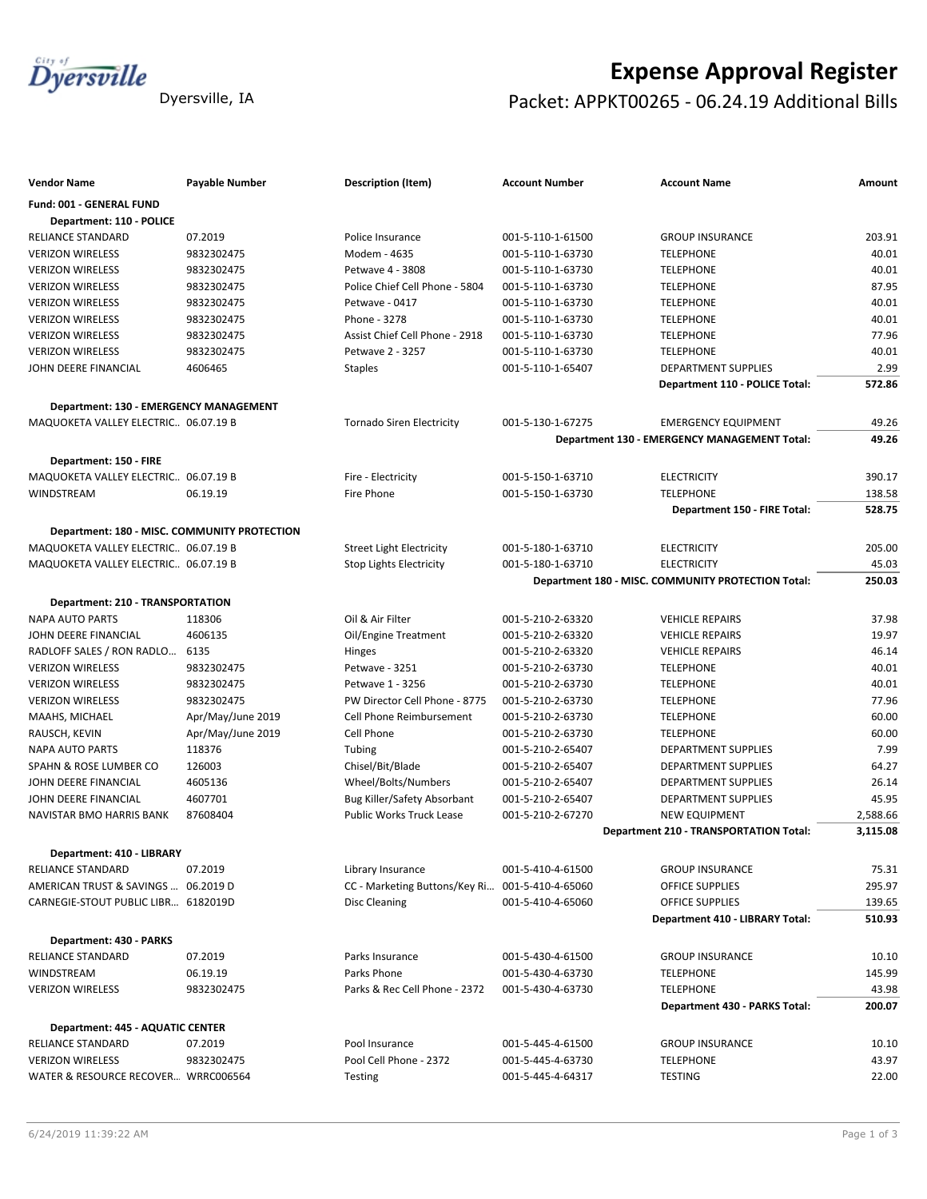# Expense Approval Register

Dyersville, IA

## Packet: APPKT00265 - 06.24.19 Additional Bills

| Vendor Name | Payable Number | Description (Item) | Account Number | Account Name | Amount |
|---|---|---|---|---|---|
| **Fund: 001 - GENERAL FUND** | | | | | |
| **Department: 110 - POLICE** | | | | | |
| RELIANCE STANDARD | 07.2019 | Police Insurance | 001-5-110-1-61500 | GROUP INSURANCE | 203.91 |
| VERIZON WIRELESS | 9832302475 | Modem - 4635 | 001-5-110-1-63730 | TELEPHONE | 40.01 |
| VERIZON WIRELESS | 9832302475 | Petwave 4 - 3808 | 001-5-110-1-63730 | TELEPHONE | 40.01 |
| VERIZON WIRELESS | 9832302475 | Police Chief Cell Phone - 5804 | 001-5-110-1-63730 | TELEPHONE | 87.95 |
| VERIZON WIRELESS | 9832302475 | Petwave - 0417 | 001-5-110-1-63730 | TELEPHONE | 40.01 |
| VERIZON WIRELESS | 9832302475 | Phone - 3278 | 001-5-110-1-63730 | TELEPHONE | 40.01 |
| VERIZON WIRELESS | 9832302475 | Assist Chief Cell Phone - 2918 | 001-5-110-1-63730 | TELEPHONE | 77.96 |
| VERIZON WIRELESS | 9832302475 | Petwave 2 - 3257 | 001-5-110-1-63730 | TELEPHONE | 40.01 |
| JOHN DEERE FINANCIAL | 4606465 | Staples | 001-5-110-1-65407 | DEPARTMENT SUPPLIES | 2.99 |
| | | | | **Department 110 - POLICE Total:** | **572.86** |
| **Department: 130 - EMERGENCY MANAGEMENT** | | | | | |
| MAQUOKETA VALLEY ELECTRIC... | 06.07.19 B | Tornado Siren Electricity | 001-5-130-1-67275 | EMERGENCY EQUIPMENT | 49.26 |
| | | | | **Department 130 - EMERGENCY MANAGEMENT Total:** | **49.26** |
| **Department: 150 - FIRE** | | | | | |
| MAQUOKETA VALLEY ELECTRIC... | 06.07.19 B | Fire - Electricity | 001-5-150-1-63710 | ELECTRICITY | 390.17 |
| WINDSTREAM | 06.19.19 | Fire Phone | 001-5-150-1-63730 | TELEPHONE | 138.58 |
| | | | | **Department 150 - FIRE Total:** | **528.75** |
| **Department: 180 - MISC. COMMUNITY PROTECTION** | | | | | |
| MAQUOKETA VALLEY ELECTRIC... | 06.07.19 B | Street Light Electricity | 001-5-180-1-63710 | ELECTRICITY | 205.00 |
| MAQUOKETA VALLEY ELECTRIC... | 06.07.19 B | Stop Lights Electricity | 001-5-180-1-63710 | ELECTRICITY | 45.03 |
| | | | | **Department 180 - MISC. COMMUNITY PROTECTION Total:** | **250.03** |
| **Department: 210 - TRANSPORTATION** | | | | | |
| NAPA AUTO PARTS | 118306 | Oil & Air Filter | 001-5-210-2-63320 | VEHICLE REPAIRS | 37.98 |
| JOHN DEERE FINANCIAL | 4606135 | Oil/Engine Treatment | 001-5-210-2-63320 | VEHICLE REPAIRS | 19.97 |
| RADLOFF SALES / RON RADLO... | 6135 | Hinges | 001-5-210-2-63320 | VEHICLE REPAIRS | 46.14 |
| VERIZON WIRELESS | 9832302475 | Petwave - 3251 | 001-5-210-2-63730 | TELEPHONE | 40.01 |
| VERIZON WIRELESS | 9832302475 | Petwave 1 - 3256 | 001-5-210-2-63730 | TELEPHONE | 40.01 |
| VERIZON WIRELESS | 9832302475 | PW Director Cell Phone - 8775 | 001-5-210-2-63730 | TELEPHONE | 77.96 |
| MAAHS, MICHAEL | Apr/May/June 2019 | Cell Phone Reimbursement | 001-5-210-2-63730 | TELEPHONE | 60.00 |
| RAUSCH, KEVIN | Apr/May/June 2019 | Cell Phone | 001-5-210-2-63730 | TELEPHONE | 60.00 |
| NAPA AUTO PARTS | 118376 | Tubing | 001-5-210-2-65407 | DEPARTMENT SUPPLIES | 7.99 |
| SPAHN & ROSE LUMBER CO | 126003 | Chisel/Bit/Blade | 001-5-210-2-65407 | DEPARTMENT SUPPLIES | 64.27 |
| JOHN DEERE FINANCIAL | 4605136 | Wheel/Bolts/Numbers | 001-5-210-2-65407 | DEPARTMENT SUPPLIES | 26.14 |
| JOHN DEERE FINANCIAL | 4607701 | Bug Killer/Safety Absorbant | 001-5-210-2-65407 | DEPARTMENT SUPPLIES | 45.95 |
| NAVISTAR BMO HARRIS BANK | 87608404 | Public Works Truck Lease | 001-5-210-2-67270 | NEW EQUIPMENT | 2,588.66 |
| | | | | **Department 210 - TRANSPORTATION Total:** | **3,115.08** |
| **Department: 410 - LIBRARY** | | | | | |
| RELIANCE STANDARD | 07.2019 | Library Insurance | 001-5-410-4-61500 | GROUP INSURANCE | 75.31 |
| AMERICAN TRUST & SAVINGS ... | 06.2019 D | CC - Marketing Buttons/Key Ri... | 001-5-410-4-65060 | OFFICE SUPPLIES | 295.97 |
| CARNEGIE-STOUT PUBLIC LIBR... | 6182019D | Disc Cleaning | 001-5-410-4-65060 | OFFICE SUPPLIES | 139.65 |
| | | | | **Department 410 - LIBRARY Total:** | **510.93** |
| **Department: 430 - PARKS** | | | | | |
| RELIANCE STANDARD | 07.2019 | Parks Insurance | 001-5-430-4-61500 | GROUP INSURANCE | 10.10 |
| WINDSTREAM | 06.19.19 | Parks Phone | 001-5-430-4-63730 | TELEPHONE | 145.99 |
| VERIZON WIRELESS | 9832302475 | Parks & Rec Cell Phone - 2372 | 001-5-430-4-63730 | TELEPHONE | 43.98 |
| | | | | **Department 430 - PARKS Total:** | **200.07** |
| **Department: 445 - AQUATIC CENTER** | | | | | |
| RELIANCE STANDARD | 07.2019 | Pool Insurance | 001-5-445-4-61500 | GROUP INSURANCE | 10.10 |
| VERIZON WIRELESS | 9832302475 | Pool Cell Phone - 2372 | 001-5-445-4-63730 | TELEPHONE | 43.97 |
| WATER & RESOURCE RECOVER... | WRRC006564 | Testing | 001-5-445-4-64317 | TESTING | 22.00 |

6/24/2019 11:39:22 AM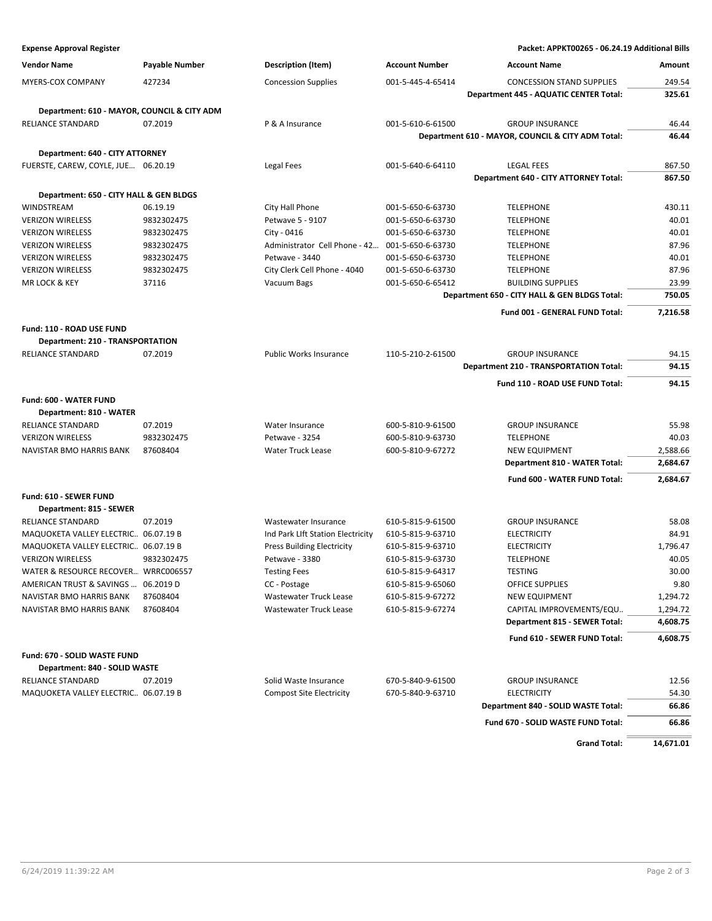**Expense Approval Register** — Packet: APPKT00265 - 06.24.19 Additional Bills

| Vendor Name | Payable Number | Description (Item) | Account Number | Account Name | Amount |
|---|---|---|---|---|---|
| MYERS-COX COMPANY | 427234 | Concession Supplies | 001-5-445-4-65414 | CONCESSION STAND SUPPLIES | 249.54 |
| | | | | **Department 445 - AQUATIC CENTER Total:** | **325.61** |
| **Department: 610 - MAYOR, COUNCIL & CITY ADM** | | | | | |
| RELIANCE STANDARD | 07.2019 | P & A Insurance | 001-5-610-6-61500 | GROUP INSURANCE | 46.44 |
| | | | | **Department 610 - MAYOR, COUNCIL & CITY ADM Total:** | **46.44** |
| **Department: 640 - CITY ATTORNEY** | | | | | |
| FUERSTE, CAREW, COYLE, JUE... | 06.20.19 | Legal Fees | 001-5-640-6-64110 | LEGAL FEES | 867.50 |
| | | | | **Department 640 - CITY ATTORNEY Total:** | **867.50** |
| **Department: 650 - CITY HALL & GEN BLDGS** | | | | | |
| WINDSTREAM | 06.19.19 | City Hall Phone | 001-5-650-6-63730 | TELEPHONE | 430.11 |
| VERIZON WIRELESS | 9832302475 | Petwave 5 - 9107 | 001-5-650-6-63730 | TELEPHONE | 40.01 |
| VERIZON WIRELESS | 9832302475 | City - 0416 | 001-5-650-6-63730 | TELEPHONE | 40.01 |
| VERIZON WIRELESS | 9832302475 | Administrator Cell Phone - 42... | 001-5-650-6-63730 | TELEPHONE | 87.96 |
| VERIZON WIRELESS | 9832302475 | Petwave - 3440 | 001-5-650-6-63730 | TELEPHONE | 40.01 |
| VERIZON WIRELESS | 9832302475 | City Clerk Cell Phone - 4040 | 001-5-650-6-63730 | TELEPHONE | 87.96 |
| MR LOCK & KEY | 37116 | Vacuum Bags | 001-5-650-6-65412 | BUILDING SUPPLIES | 23.99 |
| | | | | **Department 650 - CITY HALL & GEN BLDGS Total:** | **750.05** |
| | | | | **Fund 001 - GENERAL FUND Total:** | **7,216.58** |
| **Fund: 110 - ROAD USE FUND** | | | | | |
| **Department: 210 - TRANSPORTATION** | | | | | |
| RELIANCE STANDARD | 07.2019 | Public Works Insurance | 110-5-210-2-61500 | GROUP INSURANCE | 94.15 |
| | | | | **Department 210 - TRANSPORTATION Total:** | **94.15** |
| | | | | **Fund 110 - ROAD USE FUND Total:** | **94.15** |
| **Fund: 600 - WATER FUND** | | | | | |
| **Department: 810 - WATER** | | | | | |
| RELIANCE STANDARD | 07.2019 | Water Insurance | 600-5-810-9-61500 | GROUP INSURANCE | 55.98 |
| VERIZON WIRELESS | 9832302475 | Petwave - 3254 | 600-5-810-9-63730 | TELEPHONE | 40.03 |
| NAVISTAR BMO HARRIS BANK | 87608404 | Water Truck Lease | 600-5-810-9-67272 | NEW EQUIPMENT | 2,588.66 |
| | | | | **Department 810 - WATER Total:** | **2,684.67** |
| | | | | **Fund 600 - WATER FUND Total:** | **2,684.67** |
| **Fund: 610 - SEWER FUND** | | | | | |
| **Department: 815 - SEWER** | | | | | |
| RELIANCE STANDARD | 07.2019 | Wastewater Insurance | 610-5-815-9-61500 | GROUP INSURANCE | 58.08 |
| MAQUOKETA VALLEY ELECTRIC... | 06.07.19 B | Ind Park LIft Station Electricity | 610-5-815-9-63710 | ELECTRICITY | 84.91 |
| MAQUOKETA VALLEY ELECTRIC... | 06.07.19 B | Press Building Electricity | 610-5-815-9-63710 | ELECTRICITY | 1,796.47 |
| VERIZON WIRELESS | 9832302475 | Petwave - 3380 | 610-5-815-9-63730 | TELEPHONE | 40.05 |
| WATER & RESOURCE RECOVER... | WRRC006557 | Testing Fees | 610-5-815-9-64317 | TESTING | 30.00 |
| AMERICAN TRUST & SAVINGS ... | 06.2019 D | CC - Postage | 610-5-815-9-65060 | OFFICE SUPPLIES | 9.80 |
| NAVISTAR BMO HARRIS BANK | 87608404 | Wastewater Truck Lease | 610-5-815-9-67272 | NEW EQUIPMENT | 1,294.72 |
| NAVISTAR BMO HARRIS BANK | 87608404 | Wastewater Truck Lease | 610-5-815-9-67274 | CAPITAL IMPROVEMENTS/EQU... | 1,294.72 |
| | | | | **Department 815 - SEWER Total:** | **4,608.75** |
| | | | | **Fund 610 - SEWER FUND Total:** | **4,608.75** |
| **Fund: 670 - SOLID WASTE FUND** | | | | | |
| **Department: 840 - SOLID WASTE** | | | | | |
| RELIANCE STANDARD | 07.2019 | Solid Waste Insurance | 670-5-840-9-61500 | GROUP INSURANCE | 12.56 |
| MAQUOKETA VALLEY ELECTRIC... | 06.07.19 B | Compost Site Electricity | 670-5-840-9-63710 | ELECTRICITY | 54.30 |
| | | | | **Department 840 - SOLID WASTE Total:** | **66.86** |
| | | | | **Fund 670 - SOLID WASTE FUND Total:** | **66.86** |
| | | | | **Grand Total:** | **14,671.01** |

6/24/2019 11:39:22 AM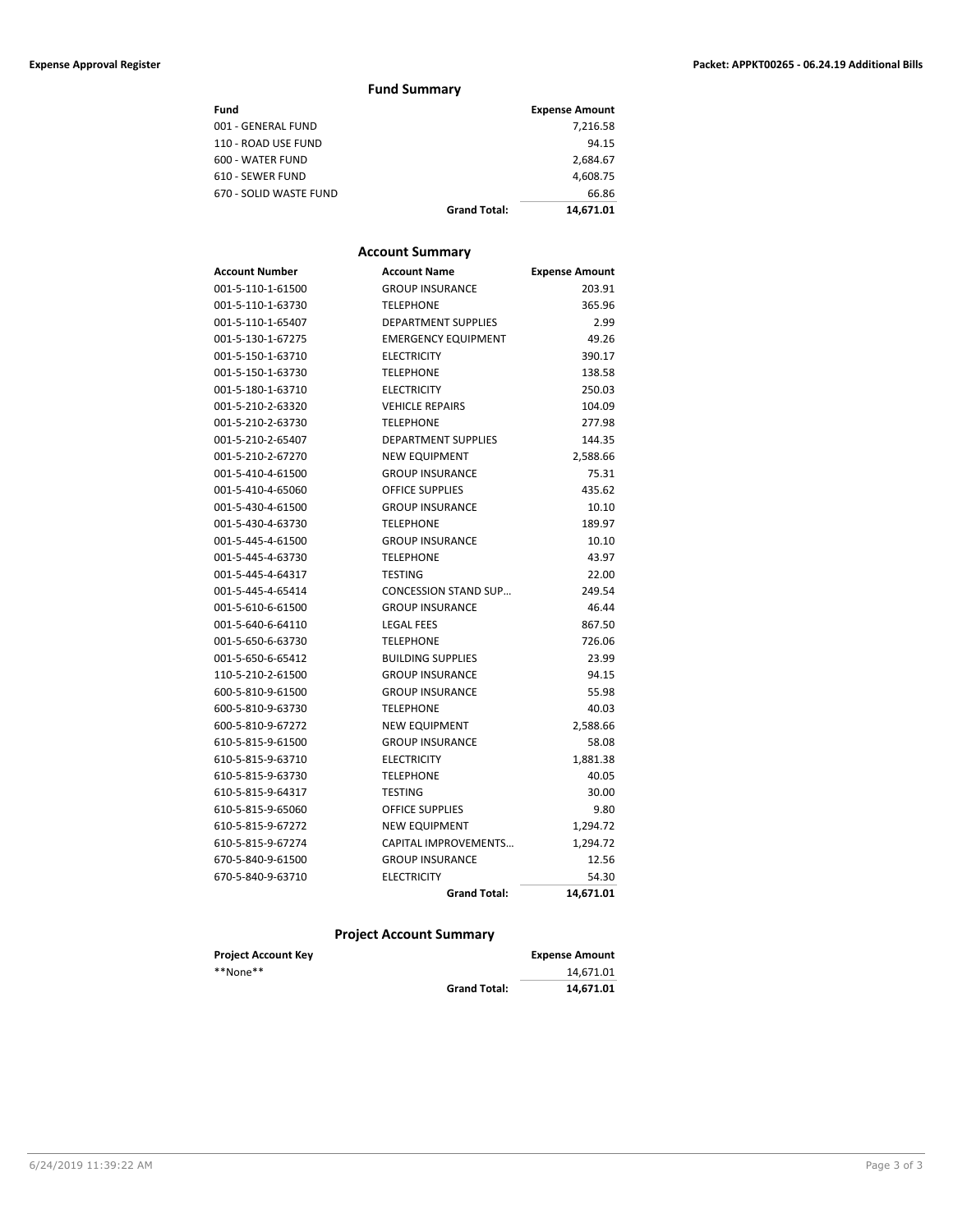## Fund Summary

| Fund | | Expense Amount |
|---|---|---|
| 001 - GENERAL FUND | | 7,216.58 |
| 110 - ROAD USE FUND | | 94.15 |
| 600 - WATER FUND | | 2,684.67 |
| 610 - SEWER FUND | | 4,608.75 |
| 670 - SOLID WASTE FUND | | 66.86 |
| | **Grand Total:** | **14,671.01** |

## Account Summary

| Account Number | Account Name | Expense Amount |
|---|---|---|
| 001-5-110-1-61500 | GROUP INSURANCE | 203.91 |
| 001-5-110-1-63730 | TELEPHONE | 365.96 |
| 001-5-110-1-65407 | DEPARTMENT SUPPLIES | 2.99 |
| 001-5-130-1-67275 | EMERGENCY EQUIPMENT | 49.26 |
| 001-5-150-1-63710 | ELECTRICITY | 390.17 |
| 001-5-150-1-63730 | TELEPHONE | 138.58 |
| 001-5-180-1-63710 | ELECTRICITY | 250.03 |
| 001-5-210-2-63320 | VEHICLE REPAIRS | 104.09 |
| 001-5-210-2-63730 | TELEPHONE | 277.98 |
| 001-5-210-2-65407 | DEPARTMENT SUPPLIES | 144.35 |
| 001-5-210-2-67270 | NEW EQUIPMENT | 2,588.66 |
| 001-5-410-4-61500 | GROUP INSURANCE | 75.31 |
| 001-5-410-4-65060 | OFFICE SUPPLIES | 435.62 |
| 001-5-430-4-61500 | GROUP INSURANCE | 10.10 |
| 001-5-430-4-63730 | TELEPHONE | 189.97 |
| 001-5-445-4-61500 | GROUP INSURANCE | 10.10 |
| 001-5-445-4-63730 | TELEPHONE | 43.97 |
| 001-5-445-4-64317 | TESTING | 22.00 |
| 001-5-445-4-65414 | CONCESSION STAND SUP… | 249.54 |
| 001-5-610-6-61500 | GROUP INSURANCE | 46.44 |
| 001-5-640-6-64110 | LEGAL FEES | 867.50 |
| 001-5-650-6-63730 | TELEPHONE | 726.06 |
| 001-5-650-6-65412 | BUILDING SUPPLIES | 23.99 |
| 110-5-210-2-61500 | GROUP INSURANCE | 94.15 |
| 600-5-810-9-61500 | GROUP INSURANCE | 55.98 |
| 600-5-810-9-63730 | TELEPHONE | 40.03 |
| 600-5-810-9-67272 | NEW EQUIPMENT | 2,588.66 |
| 610-5-815-9-61500 | GROUP INSURANCE | 58.08 |
| 610-5-815-9-63710 | ELECTRICITY | 1,881.38 |
| 610-5-815-9-63730 | TELEPHONE | 40.05 |
| 610-5-815-9-64317 | TESTING | 30.00 |
| 610-5-815-9-65060 | OFFICE SUPPLIES | 9.80 |
| 610-5-815-9-67272 | NEW EQUIPMENT | 1,294.72 |
| 610-5-815-9-67274 | CAPITAL IMPROVEMENTS… | 1,294.72 |
| 670-5-840-9-61500 | GROUP INSURANCE | 12.56 |
| 670-5-840-9-63710 | ELECTRICITY | 54.30 |
| | **Grand Total:** | **14,671.01** |

## Project Account Summary

| Project Account Key | | Expense Amount |
|---|---|---|
| **None** | | 14,671.01 |
| | **Grand Total:** | **14,671.01** |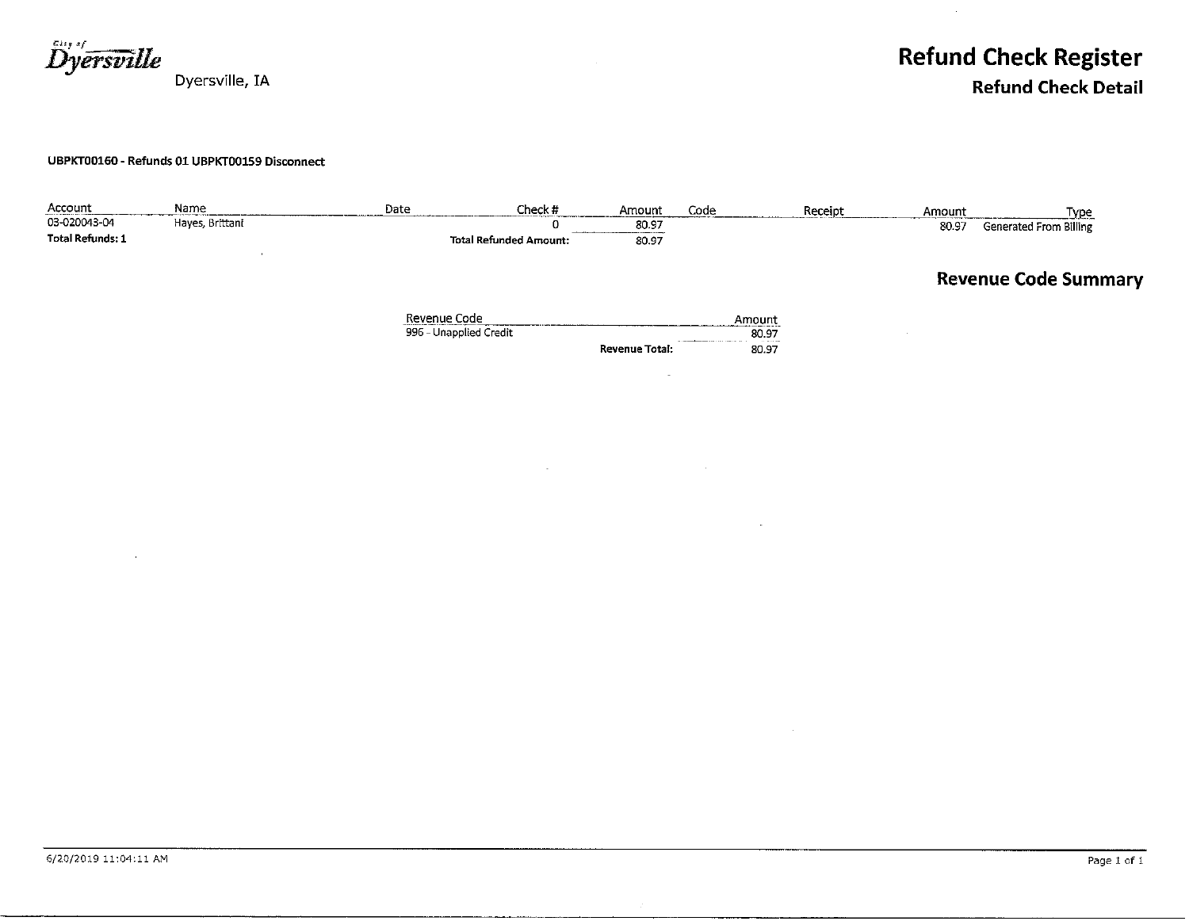City of Dyersville

Dyersville, IA

# Refund Check Register

## Refund Check Detail

**UBPKT00160 - Refunds 01 UBPKT00159 Disconnect**

| Account | Name | Date | Check # | Amount | Code | Receipt | Amount | Type |
|---|---|---|---|---|---|---|---|---|
| 03-020043-04 | Hayes, Brittani | | 0 | 80.97 | | | 80.97 | Generated From Billing |
| **Total Refunds: 1** | | | **Total Refunded Amount:** | 80.97 | | | | |

## Revenue Code Summary

| Revenue Code | | Amount |
|---|---|---|
| 996 - Unapplied Credit | | 80.97 |
| | **Revenue Total:** | 80.97 |

6/20/2019 11:04:11 AM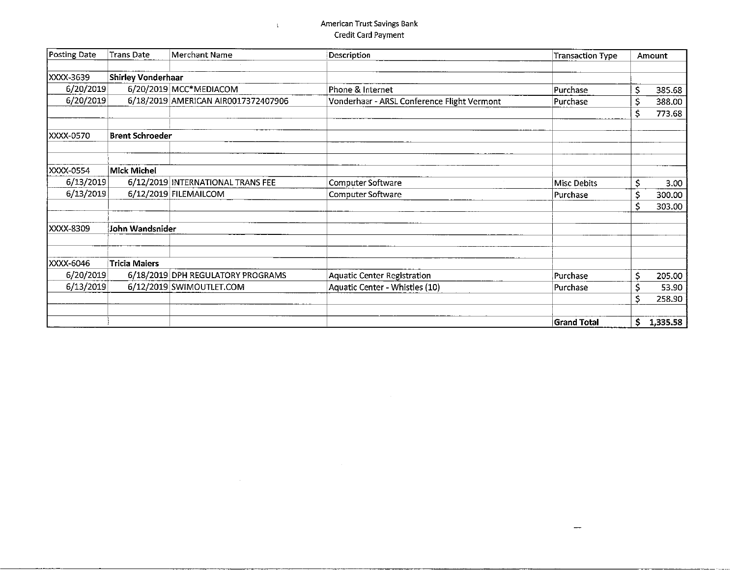American Trust Savings Bank
Credit Card Payment

| Posting Date | Trans Date | Merchant Name | Description | Transaction Type | Amount |
|---|---|---|---|---|---|
| | | | | | |
| XXXX-3639 | **Shirley Vonderhaar** | | | | |
| 6/20/2019 | 6/20/2019 | MCC*MEDIACOM | Phone & Internet | Purchase | $ 385.68 |
| 6/20/2019 | 6/18/2019 | AMERICAN AIR0017372407906 | Vonderhaar - ARSL Conference Flight Vermont | Purchase | $ 388.00 |
| | | | | | $ 773.68 |
| | | | | | |
| XXXX-0570 | **Brent Schroeder** | | | | |
| | | | | | |
| | | | | | |
| XXXX-0554 | **Mick Michel** | | | | |
| 6/13/2019 | 6/12/2019 | INTERNATIONAL TRANS FEE | Computer Software | Misc Debits | $ 3.00 |
| 6/13/2019 | 6/12/2019 | FILEMAILCOM | Computer Software | Purchase | $ 300.00 |
| | | | | | $ 303.00 |
| | | | | | |
| XXXX-8309 | **John Wandsnider** | | | | |
| | | | | | |
| | | | | | |
| XXXX-6046 | **Tricia Maiers** | | | | |
| 6/20/2019 | 6/18/2019 | DPH REGULATORY PROGRAMS | Aquatic Center Registration | Purchase | $ 205.00 |
| 6/13/2019 | 6/12/2019 | SWIMOUTLET.COM | Aquatic Center - Whistles (10) | Purchase | $ 53.90 |
| | | | | | $ 258.90 |
| | | | | | |
| | | | | **Grand Total** | **$ 1,335.58** |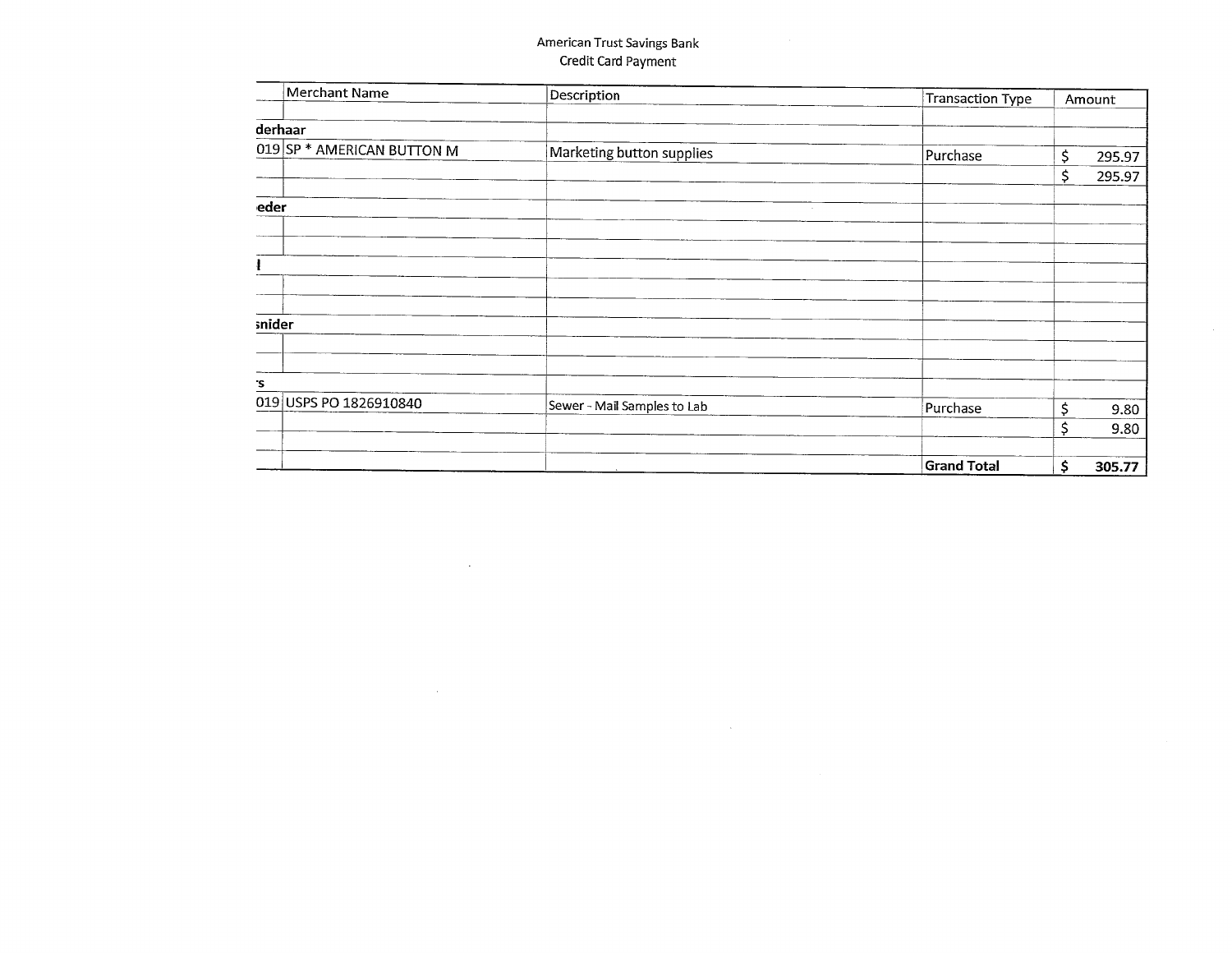American Trust Savings Bank
Credit Card Payment

| | Merchant Name | Description | Transaction Type | Amount |
|---|---|---|---|---|
| | | | | |
| derhaar | | | | |
| 019 | SP * AMERICAN BUTTON M | Marketing button supplies | Purchase | $ 295.97 |
| | | | | $ 295.97 |
| | | | | |
| eder | | | | |
| | | | | |
| | | | | |
| l | | | | |
| | | | | |
| | | | | |
| snider | | | | |
| | | | | |
| | | | | |
| 's | | | | |
| 019 | USPS PO 1826910840 | Sewer - Mail Samples to Lab | Purchase | $ 9.80 |
| | | | | $ 9.80 |
| | | | | |
| | | | **Grand Total** | **$ 305.77** |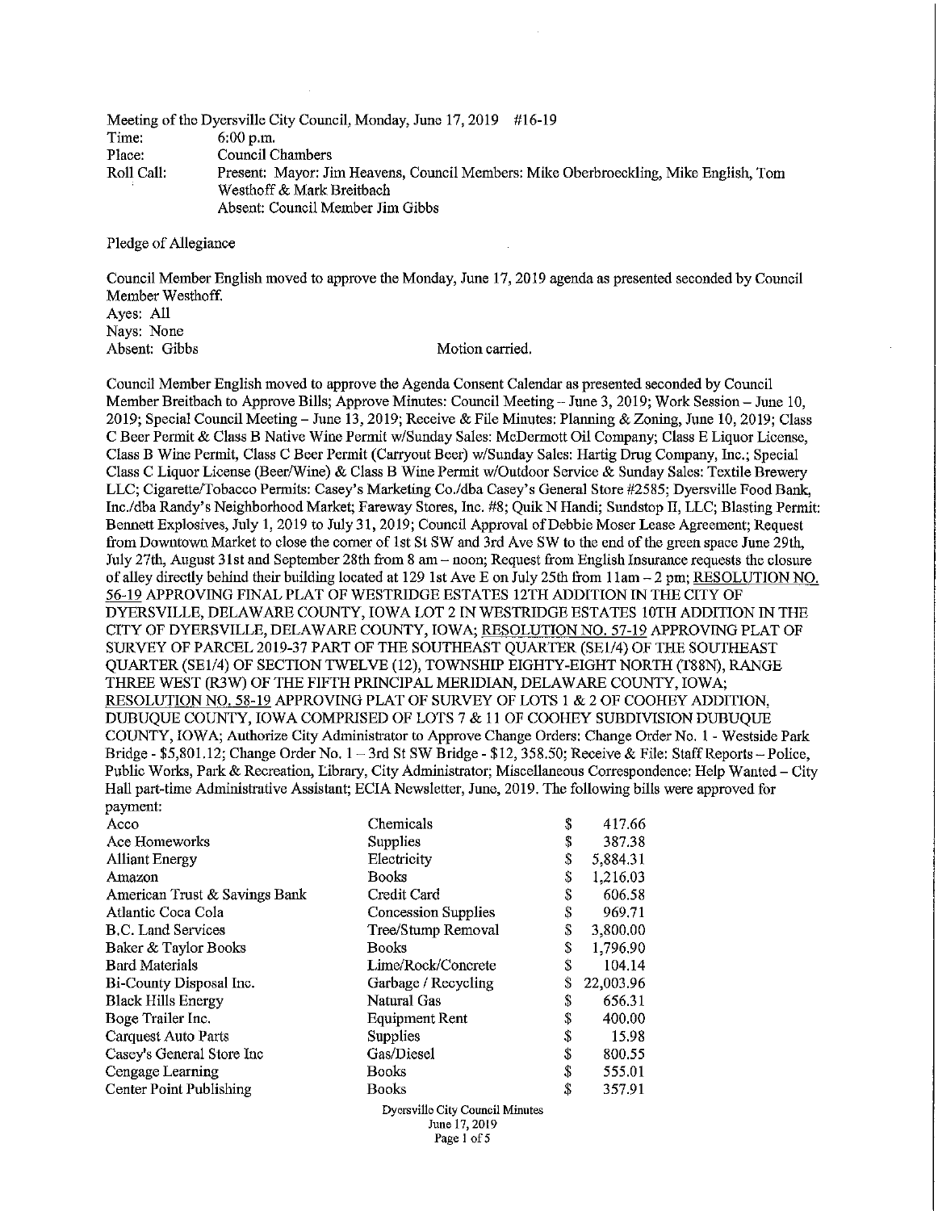Meeting of the Dyersville City Council, Monday, June 17, 2019 #16-19

Time: 6:00 p.m.

Place: Council Chambers

Roll Call: Present: Mayor: Jim Heavens, Council Members: Mike Oberbroeckling, Mike English, Tom Westhoff & Mark Breitbach

Absent: Council Member Jim Gibbs

Pledge of Allegiance

Council Member English moved to approve the Monday, June 17, 2019 agenda as presented seconded by Council Member Westhoff.

Ayes: All
Nays: None
Absent: Gibbs Motion carried.

Council Member English moved to approve the Agenda Consent Calendar as presented seconded by Council Member Breitbach to Approve Bills; Approve Minutes: Council Meeting – June 3, 2019; Work Session – June 10, 2019; Special Council Meeting – June 13, 2019; Receive & File Minutes: Planning & Zoning, June 10, 2019; Class C Beer Permit & Class B Native Wine Permit w/Sunday Sales: McDermott Oil Company; Class E Liquor License, Class B Wine Permit, Class C Beer Permit (Carryout Beer) w/Sunday Sales: Hartig Drug Company, Inc.; Special Class C Liquor License (Beer/Wine) & Class B Wine Permit w/Outdoor Service & Sunday Sales: Textile Brewery LLC; Cigarette/Tobacco Permits: Casey's Marketing Co./dba Casey's General Store #2585; Dyersville Food Bank, Inc./dba Randy's Neighborhood Market; Fareway Stores, Inc. #8; Quik N Handi; Sundstop II, LLC; Blasting Permit: Bennett Explosives, July 1, 2019 to July 31, 2019; Council Approval of Debbie Moser Lease Agreement; Request from Downtown Market to close the corner of 1st St SW and 3rd Ave SW to the end of the green space June 29th, July 27th, August 31st and September 28th from 8 am – noon; Request from English Insurance requests the closure of alley directly behind their building located at 129 1st Ave E on July 25th from 11am – 2 pm; RESOLUTION NO. 56-19 APPROVING FINAL PLAT OF WESTRIDGE ESTATES 12TH ADDITION IN THE CITY OF DYERSVILLE, DELAWARE COUNTY, IOWA LOT 2 IN WESTRIDGE ESTATES 10TH ADDITION IN THE CITY OF DYERSVILLE, DELAWARE COUNTY, IOWA; RESOLUTION NO. 57-19 APPROVING PLAT OF SURVEY OF PARCEL 2019-37 PART OF THE SOUTHEAST QUARTER (SE1/4) OF THE SOUTHEAST QUARTER (SE1/4) OF SECTION TWELVE (12), TOWNSHIP EIGHTY-EIGHT NORTH (T88N), RANGE THREE WEST (R3W) OF THE FIFTH PRINCIPAL MERIDIAN, DELAWARE COUNTY, IOWA; RESOLUTION NO. 58-19 APPROVING PLAT OF SURVEY OF LOTS 1 & 2 OF COOHEY ADDITION, DUBUQUE COUNTY, IOWA COMPRISED OF LOTS 7 & 11 OF COOHEY SUBDIVISION DUBUQUE COUNTY, IOWA; Authorize City Administrator to Approve Change Orders: Change Order No. 1 - Westside Park Bridge - $5,801.12; Change Order No. 1 – 3rd St SW Bridge - $12,358.50; Receive & File: Staff Reports – Police, Public Works, Park & Recreation, Library, City Administrator; Miscellaneous Correspondence: Help Wanted – City Hall part-time Administrative Assistant; ECIA Newsletter, June, 2019. The following bills were approved for payment:

| | | | |
|---|---|---|---|
| Acco | Chemicals | $ | 417.66 |
| Ace Homeworks | Supplies | $ | 387.38 |
| Alliant Energy | Electricity | $ | 5,884.31 |
| Amazon | Books | $ | 1,216.03 |
| American Trust & Savings Bank | Credit Card | $ | 606.58 |
| Atlantic Coca Cola | Concession Supplies | $ | 969.71 |
| B.C. Land Services | Tree/Stump Removal | $ | 3,800.00 |
| Baker & Taylor Books | Books | $ | 1,796.90 |
| Bard Materials | Lime/Rock/Concrete | $ | 104.14 |
| Bi-County Disposal Inc. | Garbage / Recycling | $ | 22,003.96 |
| Black Hills Energy | Natural Gas | $ | 656.31 |
| Boge Trailer Inc. | Equipment Rent | $ | 400.00 |
| Carquest Auto Parts | Supplies | $ | 15.98 |
| Casey's General Store Inc | Gas/Diesel | $ | 800.55 |
| Cengage Learning | Books | $ | 555.01 |
| Center Point Publishing | Books | $ | 357.91 |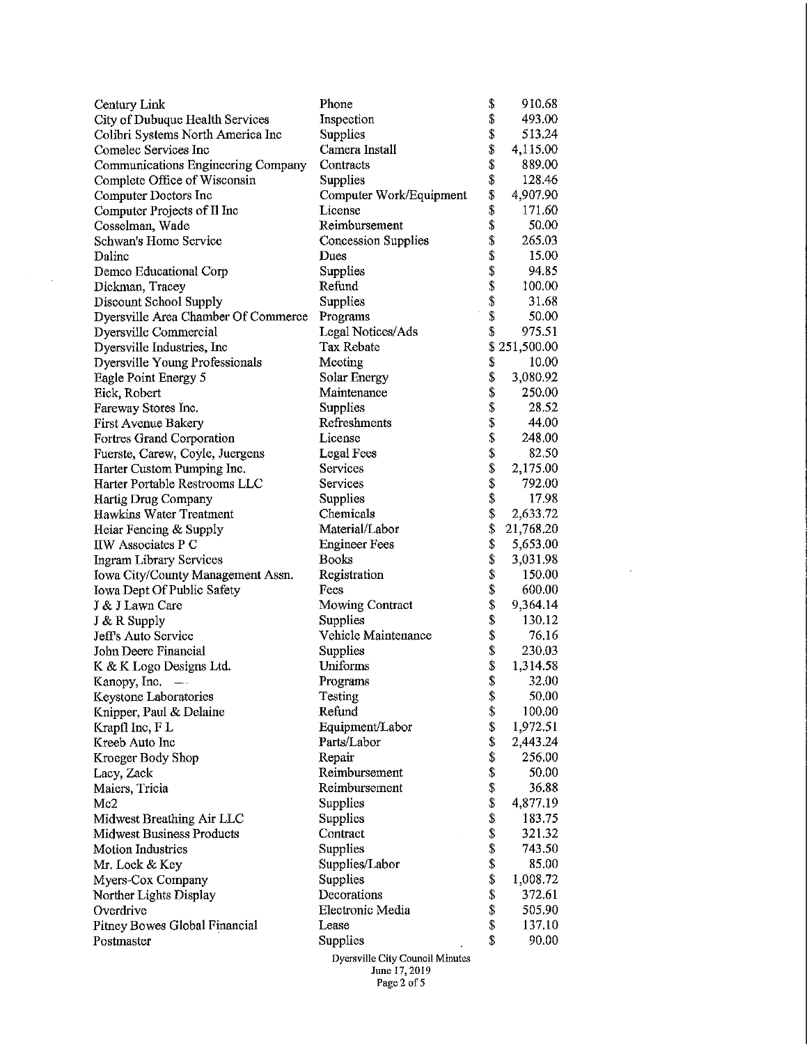| | | |
|---|---|---|
| Century Link | Phone | $ 910.68 |
| City of Dubuque Health Services | Inspection | $ 493.00 |
| Colibri Systems North America Inc | Supplies | $ 513.24 |
| Comelec Services Inc | Camera Install | $ 4,115.00 |
| Communications Engineering Company | Contracts | $ 889.00 |
| Complete Office of Wisconsin | Supplies | $ 128.46 |
| Computer Doctors Inc | Computer Work/Equipment | $ 4,907.90 |
| Computer Projects of Il Inc | License | $ 171.60 |
| Cosselman, Wade | Reimbursement | $ 50.00 |
| Schwan's Home Service | Concession Supplies | $ 265.03 |
| Dalinc | Dues | $ 15.00 |
| Demco Educational Corp | Supplies | $ 94.85 |
| Dickman, Tracey | Refund | $ 100.00 |
| Discount School Supply | Supplies | $ 31.68 |
| Dyersville Area Chamber Of Commerce | Programs | $ 50.00 |
| Dyersville Commercial | Legal Notices/Ads | $ 975.51 |
| Dyersville Industries, Inc | Tax Rebate | $ 251,500.00 |
| Dyersville Young Professionals | Meeting | $ 10.00 |
| Eagle Point Energy 5 | Solar Energy | $ 3,080.92 |
| Eick, Robert | Maintenance | $ 250.00 |
| Fareway Stores Inc. | Supplies | $ 28.52 |
| First Avenue Bakery | Refreshments | $ 44.00 |
| Fortres Grand Corporation | License | $ 248.00 |
| Fuerste, Carew, Coyle, Juergens | Legal Fees | $ 82.50 |
| Harter Custom Pumping Inc. | Services | $ 2,175.00 |
| Harter Portable Restrooms LLC | Services | $ 792.00 |
| Hartig Drug Company | Supplies | $ 17.98 |
| Hawkins Water Treatment | Chemicals | $ 2,633.72 |
| Heiar Fencing & Supply | Material/Labor | $ 21,768.20 |
| IIW Associates P C | Engineer Fees | $ 5,653.00 |
| Ingram Library Services | Books | $ 3,031.98 |
| Iowa City/County Management Assn. | Registration | $ 150.00 |
| Iowa Dept Of Public Safety | Fees | $ 600.00 |
| J & J Lawn Care | Mowing Contract | $ 9,364.14 |
| J & R Supply | Supplies | $ 130.12 |
| Jeff's Auto Service | Vehicle Maintenance | $ 76.16 |
| John Deere Financial | Supplies | $ 230.03 |
| K & K Logo Designs Ltd. | Uniforms | $ 1,314.58 |
| Kanopy, Inc. | Programs | $ 32.00 |
| Keystone Laboratories | Testing | $ 50.00 |
| Knipper, Paul & Delaine | Refund | $ 100.00 |
| Krapfl Inc, F L | Equipment/Labor | $ 1,972.51 |
| Kreeb Auto Inc | Parts/Labor | $ 2,443.24 |
| Kroeger Body Shop | Repair | $ 256.00 |
| Lacy, Zack | Reimbursement | $ 50.00 |
| Maiers, Tricia | Reimbursement | $ 36.88 |
| Mc2 | Supplies | $ 4,877.19 |
| Midwest Breathing Air LLC | Supplies | $ 183.75 |
| Midwest Business Products | Contract | $ 321.32 |
| Motion Industries | Supplies | $ 743.50 |
| Mr. Lock & Key | Supplies/Labor | $ 85.00 |
| Myers-Cox Company | Supplies | $ 1,008.72 |
| Norther Lights Display | Decorations | $ 372.61 |
| Overdrive | Electronic Media | $ 505.90 |
| Pitney Bowes Global Financial | Lease | $ 137.10 |
| Postmaster | Supplies | $ 90.00 |

Dyersville City Council Minutes
June 17, 2019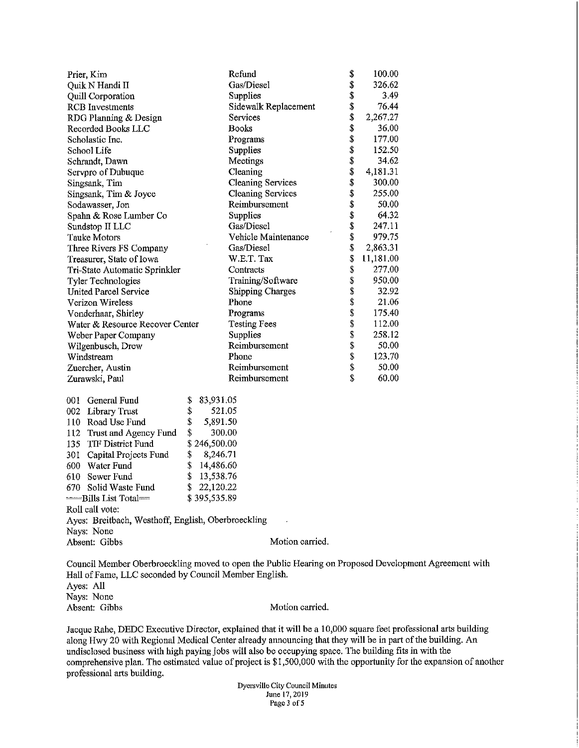| | | |
|---|---|---|
| Prier, Kim | Refund | $ 100.00 |
| Quik N Handi II | Gas/Diesel | $ 326.62 |
| Quill Corporation | Supplies | $ 3.49 |
| RCB Investments | Sidewalk Replacement | $ 76.44 |
| RDG Planning & Design | Services | $ 2,267.27 |
| Recorded Books LLC | Books | $ 36.00 |
| Scholastic Inc. | Programs | $ 177.00 |
| School Life | Supplies | $ 152.50 |
| Schrandt, Dawn | Meetings | $ 34.62 |
| Servpro of Dubuque | Cleaning | $ 4,181.31 |
| Singsank, Tim | Cleaning Services | $ 300.00 |
| Singsank, Tim & Joyce | Cleaning Services | $ 255.00 |
| Sodawasser, Jon | Reimbursement | $ 50.00 |
| Spahn & Rose Lumber Co | Supplies | $ 64.32 |
| Sundstop II LLC | Gas/Diesel | $ 247.11 |
| Tauke Motors | Vehicle Maintenance | $ 979.75 |
| Three Rivers FS Company | Gas/Diesel | $ 2,863.31 |
| Treasurer, State of Iowa | W.E.T. Tax | $ 11,181.00 |
| Tri-State Automatic Sprinkler | Contracts | $ 277.00 |
| Tyler Technologies | Training/Software | $ 950.00 |
| United Parcel Service | Shipping Charges | $ 32.92 |
| Verizon Wireless | Phone | $ 21.06 |
| Vonderhaar, Shirley | Programs | $ 175.40 |
| Water & Resource Recover Center | Testing Fees | $ 112.00 |
| Weber Paper Company | Supplies | $ 258.12 |
| Wilgenbusch, Drew | Reimbursement | $ 50.00 |
| Windstream | Phone | $ 123.70 |
| Zuercher, Austin | Reimbursement | $ 50.00 |
| Zurawski, Paul | Reimbursement | $ 60.00 |

| | |
|---|---|
| 001 General Fund | $ 83,931.05 |
| 002 Library Trust | $ 521.05 |
| 110 Road Use Fund | $ 5,891.50 |
| 112 Trust and Agency Fund | $ 300.00 |
| 135 TIF District Fund | $ 246,500.00 |
| 301 Capital Projects Fund | $ 8,246.71 |
| 600 Water Fund | $ 14,486.60 |
| 610 Sewer Fund | $ 13,538.76 |
| 670 Solid Waste Fund | $ 22,120.22 |
| ==Bills List Total== | $ 395,535.89 |

Roll call vote:
Ayes: Breitbach, Westhoff, English, Oberbroeckling
Nays: None
Absent: Gibbs Motion carried.

Council Member Oberbroeckling moved to open the Public Hearing on Proposed Development Agreement with Hall of Fame, LLC seconded by Council Member English.
Ayes: All
Nays: None
Absent: Gibbs Motion carried.

Jacque Rahe, DEDC Executive Director, explained that it will be a 10,000 square feet professional arts building along Hwy 20 with Regional Medical Center already announcing that they will be in part of the building. An undisclosed business with high paying jobs will also be occupying space. The building fits in with the comprehensive plan. The estimated value of project is $1,500,000 with the opportunity for the expansion of another professional arts building.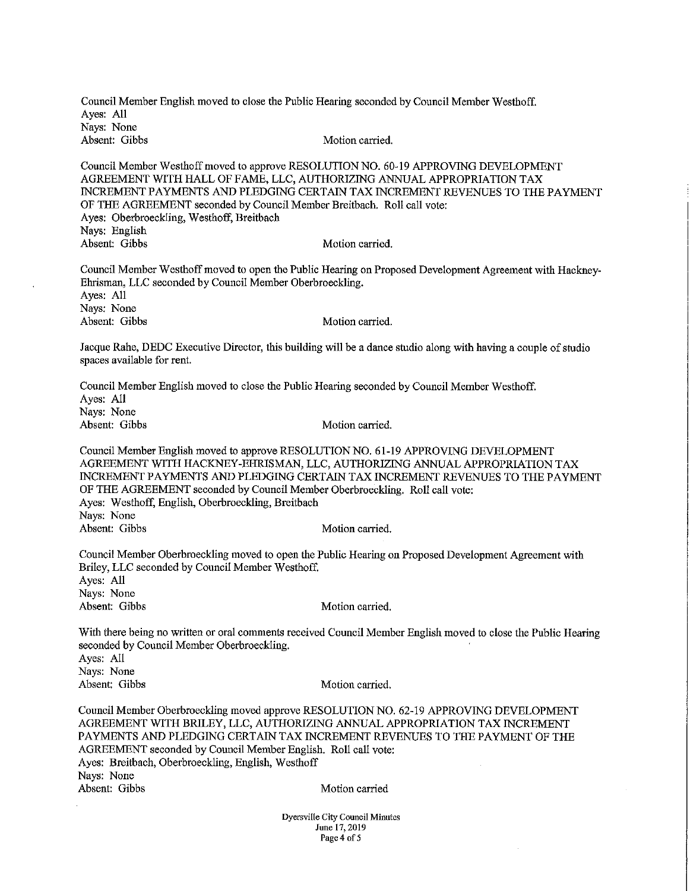Council Member English moved to close the Public Hearing seconded by Council Member Westhoff.
Ayes: All
Nays: None
Absent: Gibbs Motion carried.

Council Member Westhoff moved to approve RESOLUTION NO. 60-19 APPROVING DEVELOPMENT AGREEMENT WITH HALL OF FAME, LLC, AUTHORIZING ANNUAL APPROPRIATION TAX INCREMENT PAYMENTS AND PLEDGING CERTAIN TAX INCREMENT REVENUES TO THE PAYMENT OF THE AGREEMENT seconded by Council Member Breitbach. Roll call vote:
Ayes: Oberbroeckling, Westhoff, Breitbach
Nays: English
Absent: Gibbs Motion carried.

Council Member Westhoff moved to open the Public Hearing on Proposed Development Agreement with Hackney-Ehrisman, LLC seconded by Council Member Oberbroeckling.
Ayes: All
Nays: None
Absent: Gibbs Motion carried.

Jacque Rahe, DEDC Executive Director, this building will be a dance studio along with having a couple of studio spaces available for rent.

Council Member English moved to close the Public Hearing seconded by Council Member Westhoff.
Ayes: All
Nays: None
Absent: Gibbs Motion carried.

Council Member English moved to approve RESOLUTION NO. 61-19 APPROVING DEVELOPMENT AGREEMENT WITH HACKNEY-EHRISMAN, LLC, AUTHORIZING ANNUAL APPROPRIATION TAX INCREMENT PAYMENTS AND PLEDGING CERTAIN TAX INCREMENT REVENUES TO THE PAYMENT OF THE AGREEMENT seconded by Council Member Oberbroeckling. Roll call vote:
Ayes: Westhoff, English, Oberbroeckling, Breitbach
Nays: None
Absent: Gibbs Motion carried.

Council Member Oberbroeckling moved to open the Public Hearing on Proposed Development Agreement with Briley, LLC seconded by Council Member Westhoff.
Ayes: All
Nays: None
Absent: Gibbs Motion carried.

With there being no written or oral comments received Council Member English moved to close the Public Hearing seconded by Council Member Oberbroeckling.
Ayes: All
Nays: None
Absent: Gibbs Motion carried.

Council Member Oberbroeckling moved approve RESOLUTION NO. 62-19 APPROVING DEVELOPMENT AGREEMENT WITH BRILEY, LLC, AUTHORIZING ANNUAL APPROPRIATION TAX INCREMENT PAYMENTS AND PLEDGING CERTAIN TAX INCREMENT REVENUES TO THE PAYMENT OF THE AGREEMENT seconded by Council Member English. Roll call vote:
Ayes: Breitbach, Oberbroeckling, English, Westhoff
Nays: None
Absent: Gibbs Motion carried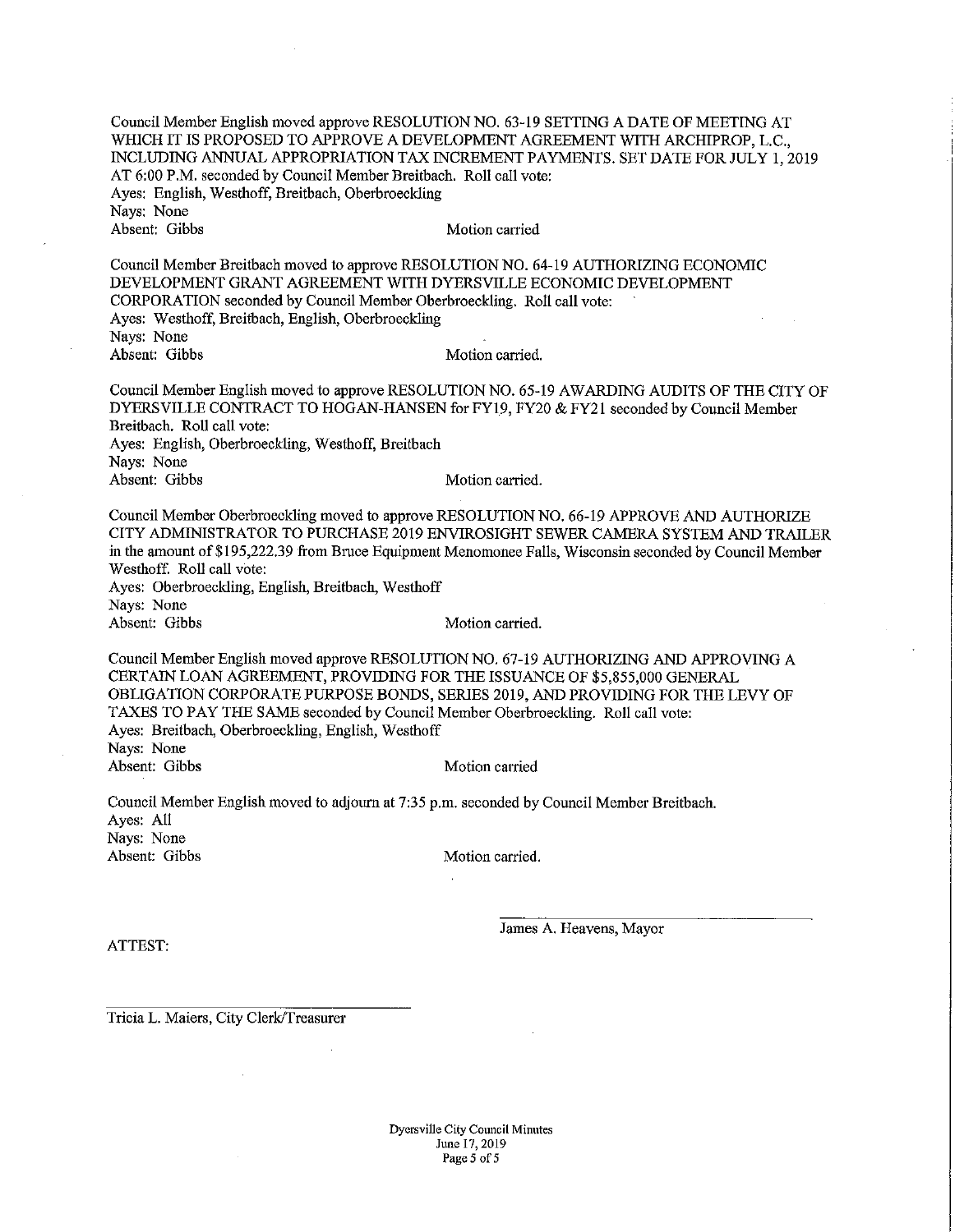Council Member English moved approve RESOLUTION NO. 63-19 SETTING A DATE OF MEETING AT WHICH IT IS PROPOSED TO APPROVE A DEVELOPMENT AGREEMENT WITH ARCHIPROP, L.C., INCLUDING ANNUAL APPROPRIATION TAX INCREMENT PAYMENTS. SET DATE FOR JULY 1, 2019 AT 6:00 P.M. seconded by Council Member Breitbach. Roll call vote:
Ayes: English, Westhoff, Breitbach, Oberbroeckling
Nays: None
Absent: Gibbs Motion carried

Council Member Breitbach moved to approve RESOLUTION NO. 64-19 AUTHORIZING ECONOMIC DEVELOPMENT GRANT AGREEMENT WITH DYERSVILLE ECONOMIC DEVELOPMENT CORPORATION seconded by Council Member Oberbroeckling. Roll call vote:
Ayes: Westhoff, Breitbach, English, Oberbroeckling
Nays: None
Absent: Gibbs Motion carried.

Council Member English moved to approve RESOLUTION NO. 65-19 AWARDING AUDITS OF THE CITY OF DYERSVILLE CONTRACT TO HOGAN-HANSEN for FY19, FY20 & FY21 seconded by Council Member Breitbach. Roll call vote:
Ayes: English, Oberbroeckling, Westhoff, Breitbach
Nays: None
Absent: Gibbs Motion carried.

Council Member Oberbroeckling moved to approve RESOLUTION NO. 66-19 APPROVE AND AUTHORIZE CITY ADMINISTRATOR TO PURCHASE 2019 ENVIROSIGHT SEWER CAMERA SYSTEM AND TRAILER in the amount of $195,222.39 from Bruce Equipment Menomonee Falls, Wisconsin seconded by Council Member Westhoff. Roll call vote:
Ayes: Oberbroeckling, English, Breitbach, Westhoff
Nays: None
Absent: Gibbs Motion carried.

Council Member English moved approve RESOLUTION NO. 67-19 AUTHORIZING AND APPROVING A CERTAIN LOAN AGREEMENT, PROVIDING FOR THE ISSUANCE OF $5,855,000 GENERAL OBLIGATION CORPORATE PURPOSE BONDS, SERIES 2019, AND PROVIDING FOR THE LEVY OF TAXES TO PAY THE SAME seconded by Council Member Oberbroeckling. Roll call vote:
Ayes: Breitbach, Oberbroeckling, English, Westhoff
Nays: None
Absent: Gibbs Motion carried

Council Member English moved to adjourn at 7:35 p.m. seconded by Council Member Breitbach.
Ayes: All
Nays: None
Absent: Gibbs Motion carried.

James A. Heavens, Mayor

ATTEST:

Tricia L. Maiers, City Clerk/Treasurer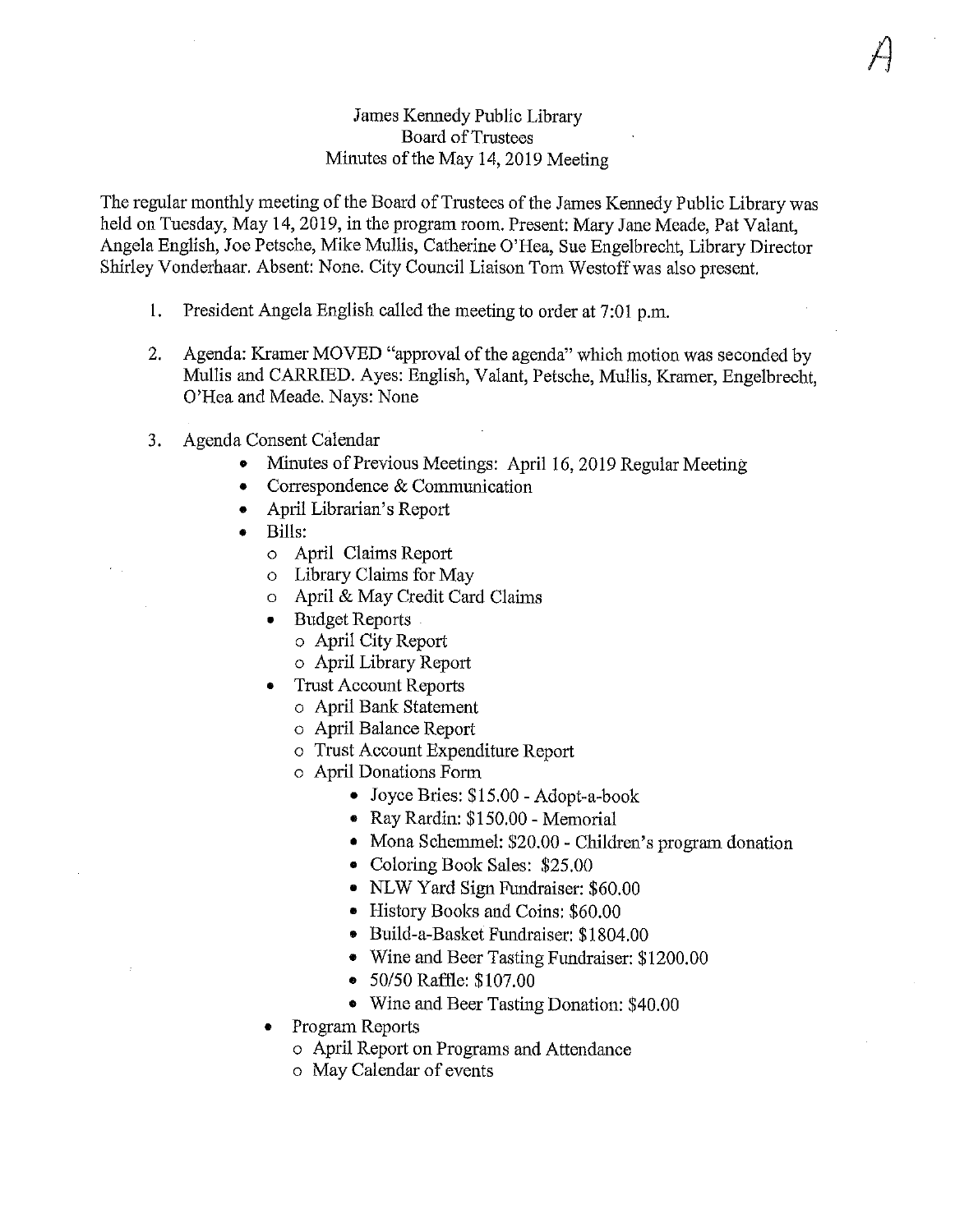A

James Kennedy Public Library
Board of Trustees
Minutes of the May 14, 2019 Meeting

The regular monthly meeting of the Board of Trustees of the James Kennedy Public Library was held on Tuesday, May 14, 2019, in the program room. Present: Mary Jane Meade, Pat Valant, Angela English, Joe Petsche, Mike Mullis, Catherine O'Hea, Sue Engelbrecht, Library Director Shirley Vonderhaar. Absent: None. City Council Liaison Tom Westoff was also present.

1. President Angela English called the meeting to order at 7:01 p.m.

2. Agenda: Kramer MOVED "approval of the agenda" which motion was seconded by Mullis and CARRIED. Ayes: English, Valant, Petsche, Mullis, Kramer, Engelbrecht, O'Hea and Meade. Nays: None

3. Agenda Consent Calendar
   - Minutes of Previous Meetings: April 16, 2019 Regular Meeting
   - Correspondence & Communication
   - April Librarian's Report
   - Bills:
     - April Claims Report
     - Library Claims for May
     - April & May Credit Card Claims
   - Budget Reports
     - April City Report
     - April Library Report
   - Trust Account Reports
     - April Bank Statement
     - April Balance Report
     - Trust Account Expenditure Report
     - April Donations Form
       - Joyce Bries: $15.00 - Adopt-a-book
       - Ray Rardin: $150.00 - Memorial
       - Mona Schemmel: $20.00 - Children's program donation
       - Coloring Book Sales: $25.00
       - NLW Yard Sign Fundraiser: $60.00
       - History Books and Coins: $60.00
       - Build-a-Basket Fundraiser: $1804.00
       - Wine and Beer Tasting Fundraiser: $1200.00
       - 50/50 Raffle: $107.00
       - Wine and Beer Tasting Donation: $40.00
   - Program Reports
     - April Report on Programs and Attendance
     - May Calendar of events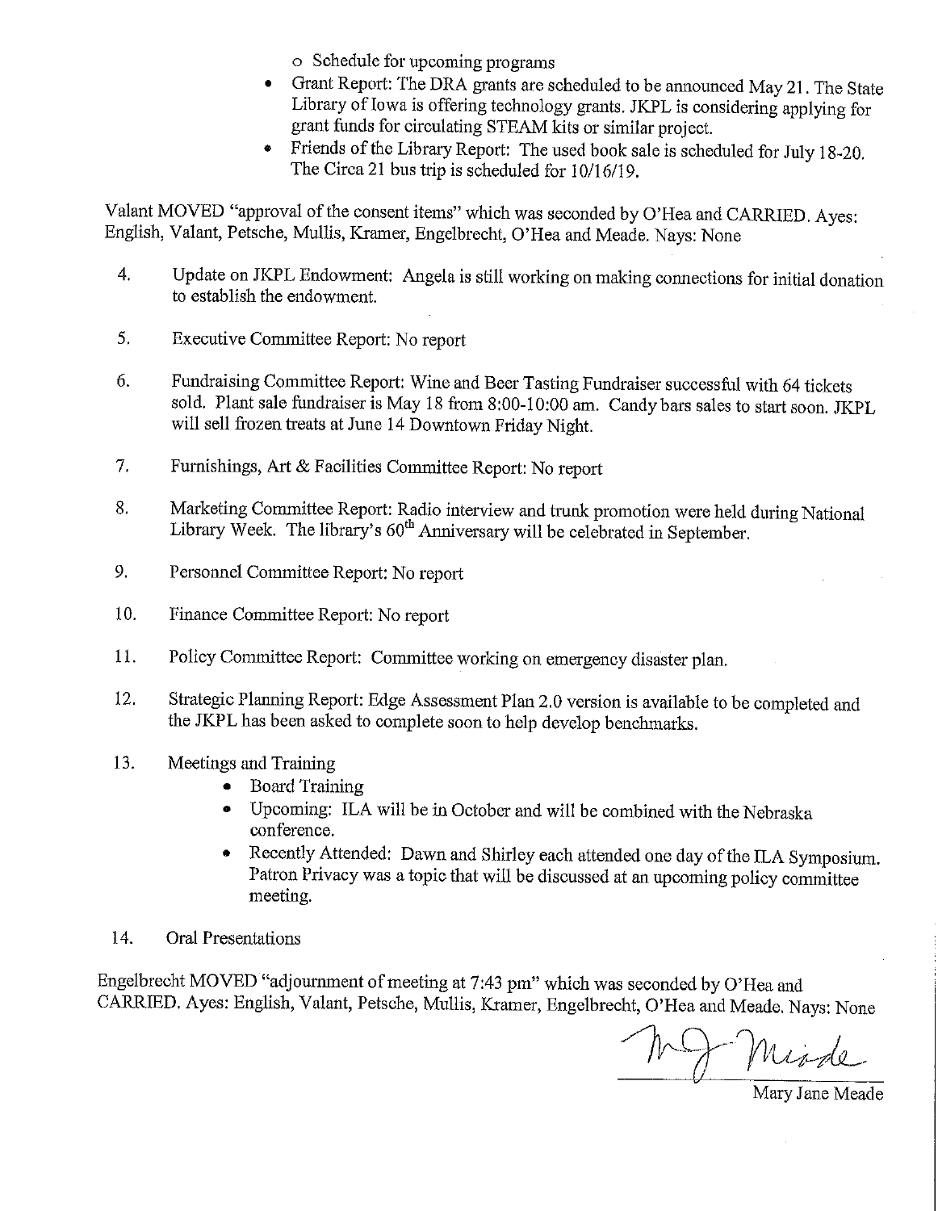- Schedule for upcoming programs
- Grant Report: The DRA grants are scheduled to be announced May 21. The State Library of Iowa is offering technology grants. JKPL is considering applying for grant funds for circulating STEAM kits or similar project.
- Friends of the Library Report: The used book sale is scheduled for July 18-20. The Circa 21 bus trip is scheduled for 10/16/19.

Valant MOVED "approval of the consent items" which was seconded by O'Hea and CARRIED. Ayes: English, Valant, Petsche, Mullis, Kramer, Engelbrecht, O'Hea and Meade. Nays: None

4. Update on JKPL Endowment: Angela is still working on making connections for initial donation to establish the endowment.

5. Executive Committee Report: No report

6. Fundraising Committee Report: Wine and Beer Tasting Fundraiser successful with 64 tickets sold. Plant sale fundraiser is May 18 from 8:00-10:00 am. Candy bars sales to start soon. JKPL will sell frozen treats at June 14 Downtown Friday Night.

7. Furnishings, Art & Facilities Committee Report: No report

8. Marketing Committee Report: Radio interview and trunk promotion were held during National Library Week. The library's 60th Anniversary will be celebrated in September.

9. Personnel Committee Report: No report

10. Finance Committee Report: No report

11. Policy Committee Report: Committee working on emergency disaster plan.

12. Strategic Planning Report: Edge Assessment Plan 2.0 version is available to be completed and the JKPL has been asked to complete soon to help develop benchmarks.

13. Meetings and Training
    - Board Training
    - Upcoming: ILA will be in October and will be combined with the Nebraska conference.
    - Recently Attended: Dawn and Shirley each attended one day of the ILA Symposium. Patron Privacy was a topic that will be discussed at an upcoming policy committee meeting.

14. Oral Presentations

Engelbrecht MOVED "adjournment of meeting at 7:43 pm" which was seconded by O'Hea and CARRIED. Ayes: English, Valant, Petsche, Mullis, Kramer, Engelbrecht, O'Hea and Meade. Nays: None

Mary Jane Meade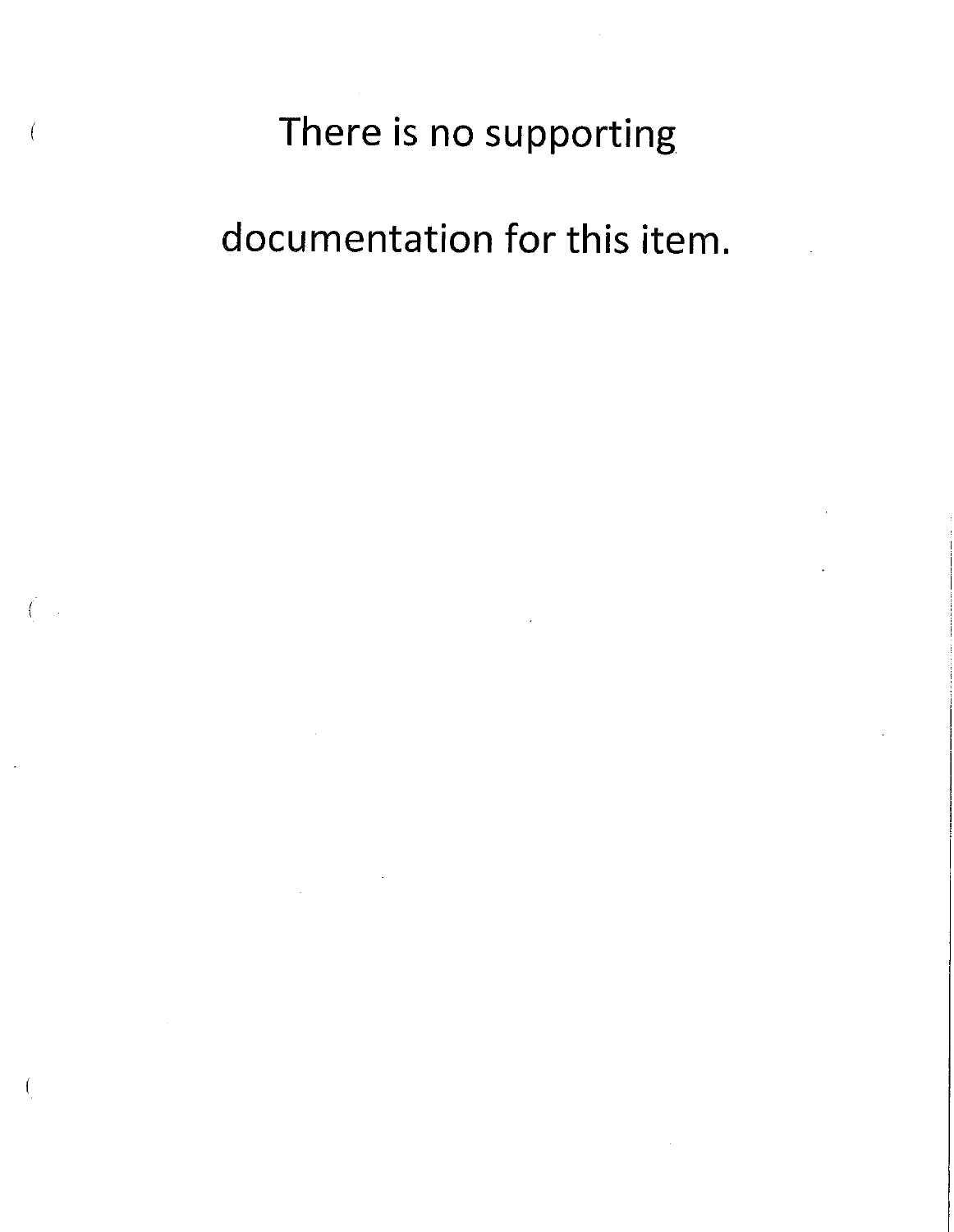There is no supporting

documentation for this item.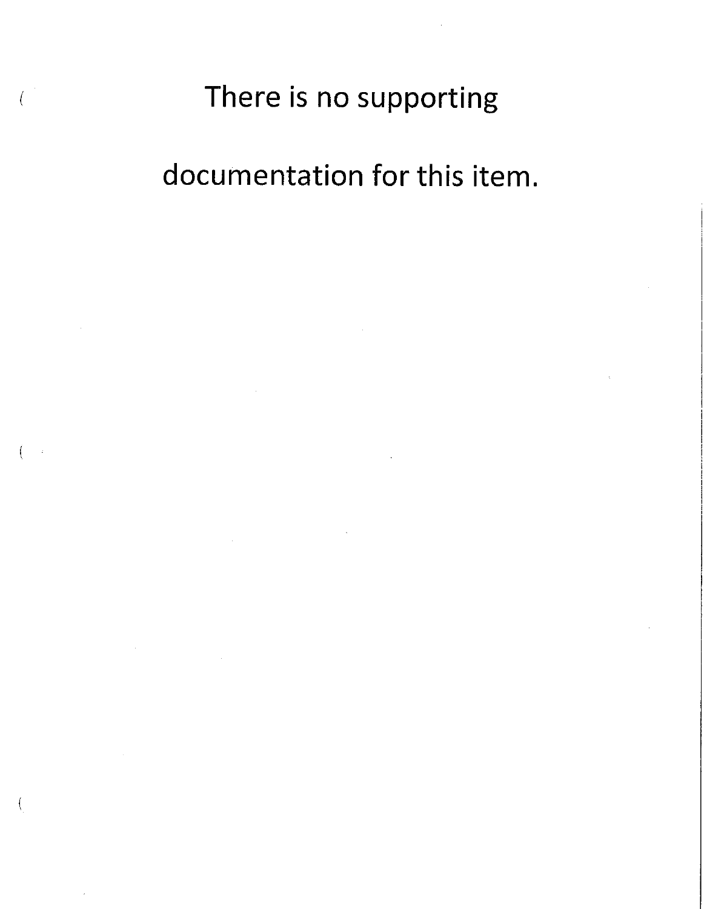There is no supporting

documentation for this item.